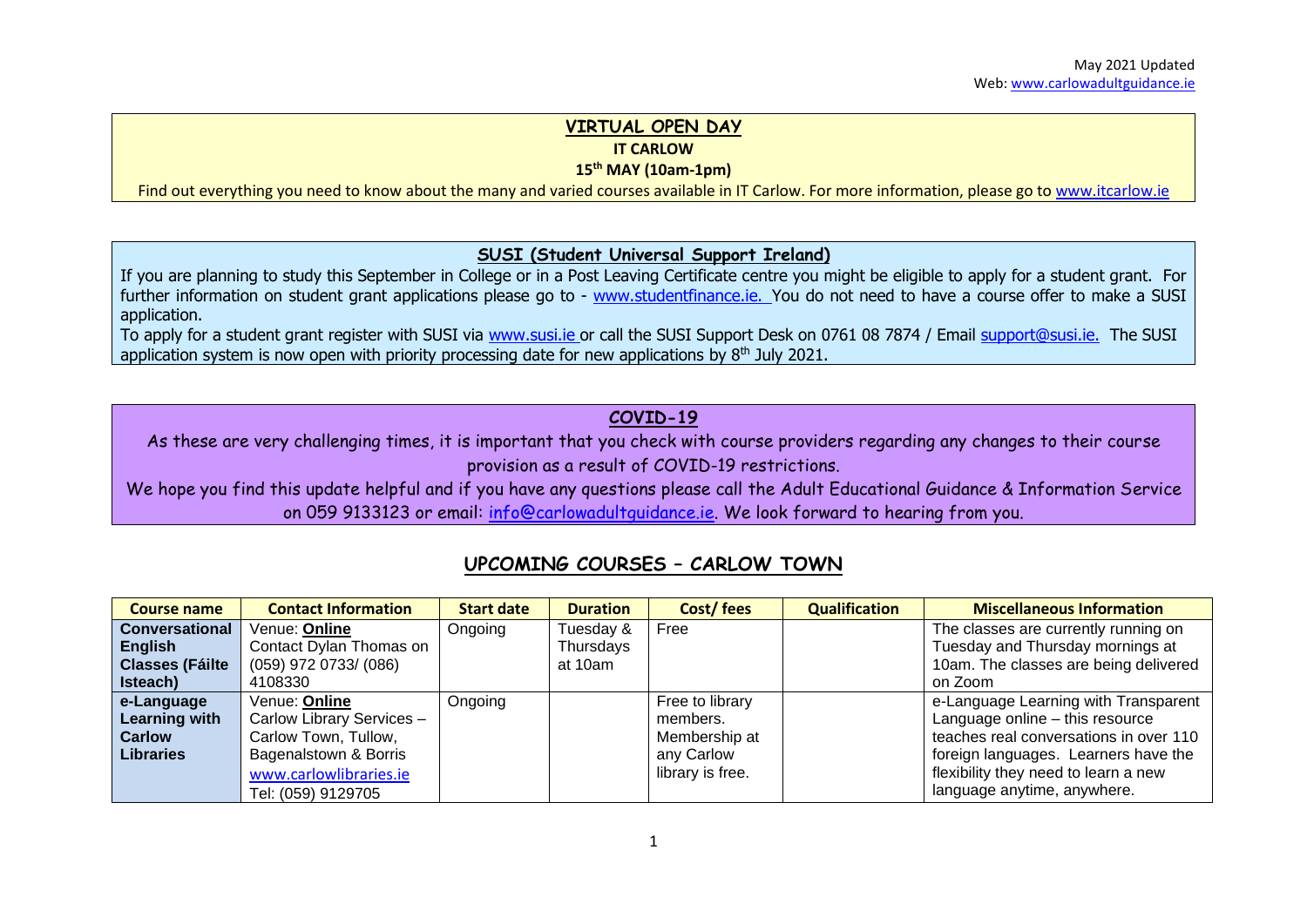May 2021 Updated
Web: www.carlowadultguidance.ie

## VIRTUAL OPEN DAY

**IT CARLOW**

**15th MAY (10am-1pm)**

Find out everything you need to know about the many and varied courses available in IT Carlow. For more information, please go to www.itcarlow.ie

## SUSI (Student Universal Support Ireland)

If you are planning to study this September in College or in a Post Leaving Certificate centre you might be eligible to apply for a student grant. For further information on student grant applications please go to - www.studentfinance.ie. You do not need to have a course offer to make a SUSI application.

To apply for a student grant register with SUSI via www.susi.ie or call the SUSI Support Desk on 0761 08 7874 / Email support@susi.ie. The SUSI application system is now open with priority processing date for new applications by 8th July 2021.

## COVID-19

As these are very challenging times, it is important that you check with course providers regarding any changes to their course provision as a result of COVID-19 restrictions.

We hope you find this update helpful and if you have any questions please call the Adult Educational Guidance & Information Service on 059 9133123 or email: info@carlowadultguidance.ie. We look forward to hearing from you.

## UPCOMING COURSES – CARLOW TOWN

| Course name | Contact Information | Start date | Duration | Cost/ fees | Qualification | Miscellaneous Information |
|---|---|---|---|---|---|---|
| **Conversational English Classes (Fáilte Isteach)** | Venue: **Online** Contact Dylan Thomas on (059) 972 0733/ (086) 4108330 | Ongoing | Tuesday & Thursdays at 10am | Free | | The classes are currently running on Tuesday and Thursday mornings at 10am. The classes are being delivered on Zoom |
| **e-Language Learning with Carlow Libraries** | Venue: **Online** Carlow Library Services – Carlow Town, Tullow, Bagenalstown & Borris www.carlowlibraries.ie Tel: (059) 9129705 | Ongoing | | Free to library members. Membership at any Carlow library is free. | | e-Language Learning with Transparent Language online – this resource teaches real conversations in over 110 foreign languages. Learners have the flexibility they need to learn a new language anytime, anywhere. |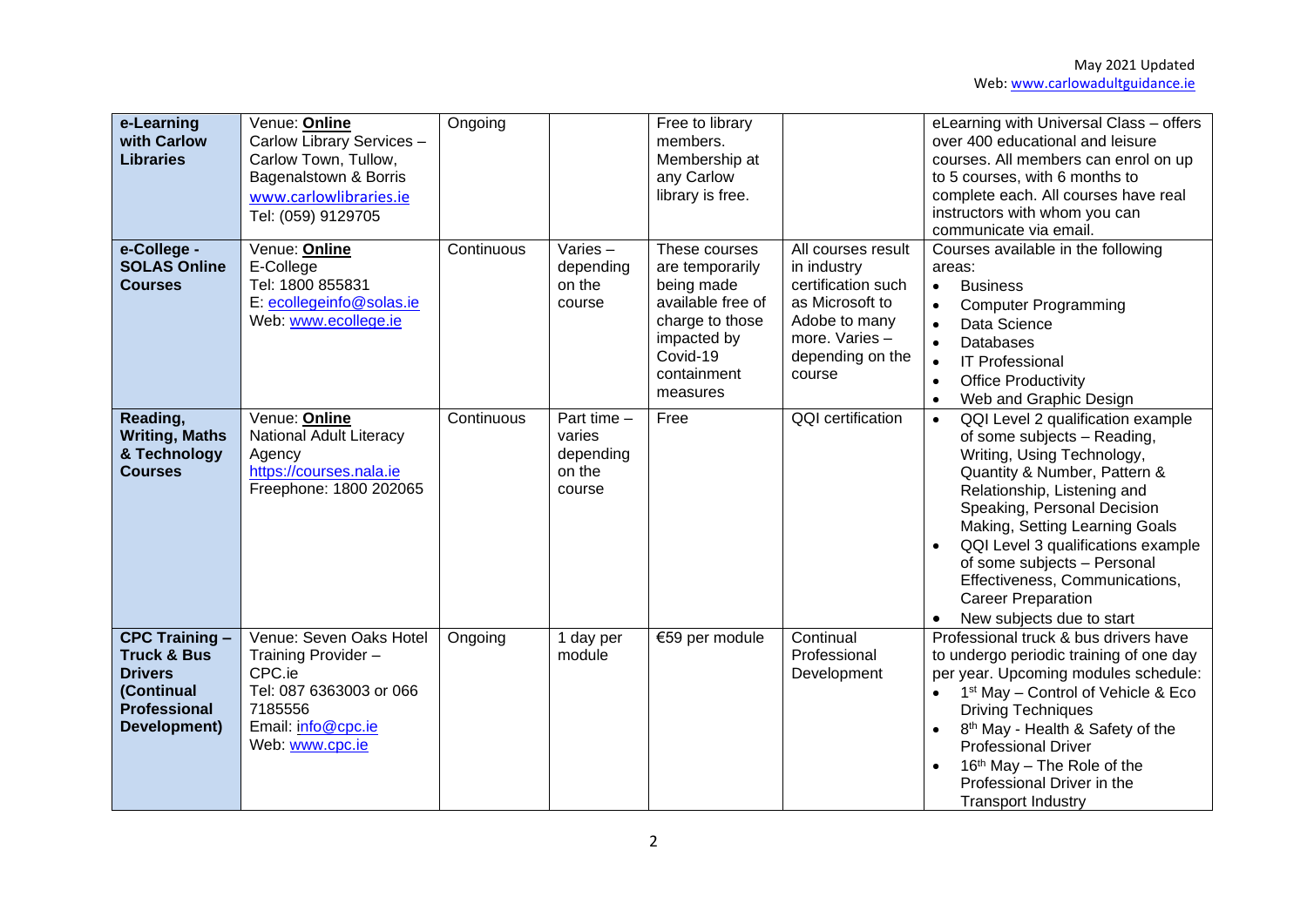| e-Learning with Carlow Libraries | Venue: **Online** Carlow Library Services – Carlow Town, Tullow, Bagenalstown & Borris www.carlowlibraries.ie Tel: (059) 9129705 | Ongoing | | Free to library members. Membership at any Carlow library is free. | | eLearning with Universal Class – offers over 400 educational and leisure courses. All members can enrol on up to 5 courses, with 6 months to complete each. All courses have real instructors with whom you can communicate via email. |
|---|---|---|---|---|---|---|
| **e-College - SOLAS Online Courses** | Venue: **Online** E-College Tel: 1800 855831 E: ecollegeinfo@solas.ie Web: www.ecollege.ie | Continuous | Varies – depending on the course | These courses are temporarily being made available free of charge to those impacted by Covid-19 containment measures | All courses result in industry certification such as Microsoft to Adobe to many more. Varies – depending on the course | Courses available in the following areas: • Business • Computer Programming • Data Science • Databases • IT Professional • Office Productivity • Web and Graphic Design |
| **Reading, Writing, Maths & Technology Courses** | Venue: **Online** National Adult Literacy Agency https://courses.nala.ie Freephone: 1800 202065 | Continuous | Part time – varies depending on the course | Free | QQI certification | • QQI Level 2 qualification example of some subjects – Reading, Writing, Using Technology, Quantity & Number, Pattern & Relationship, Listening and Speaking, Personal Decision Making, Setting Learning Goals • QQI Level 3 qualifications example of some subjects – Personal Effectiveness, Communications, Career Preparation • New subjects due to start |
| **CPC Training – Truck & Bus Drivers (Continual Professional Development)** | Venue: Seven Oaks Hotel Training Provider – CPC.ie Tel: 087 6363003 or 066 7185556 Email: info@cpc.ie Web: www.cpc.ie | Ongoing | 1 day per module | €59 per module | Continual Professional Development | Professional truck & bus drivers have to undergo periodic training of one day per year. Upcoming modules schedule: • 1st May – Control of Vehicle & Eco Driving Techniques • 8th May - Health & Safety of the Professional Driver • 16th May – The Role of the Professional Driver in the Transport Industry |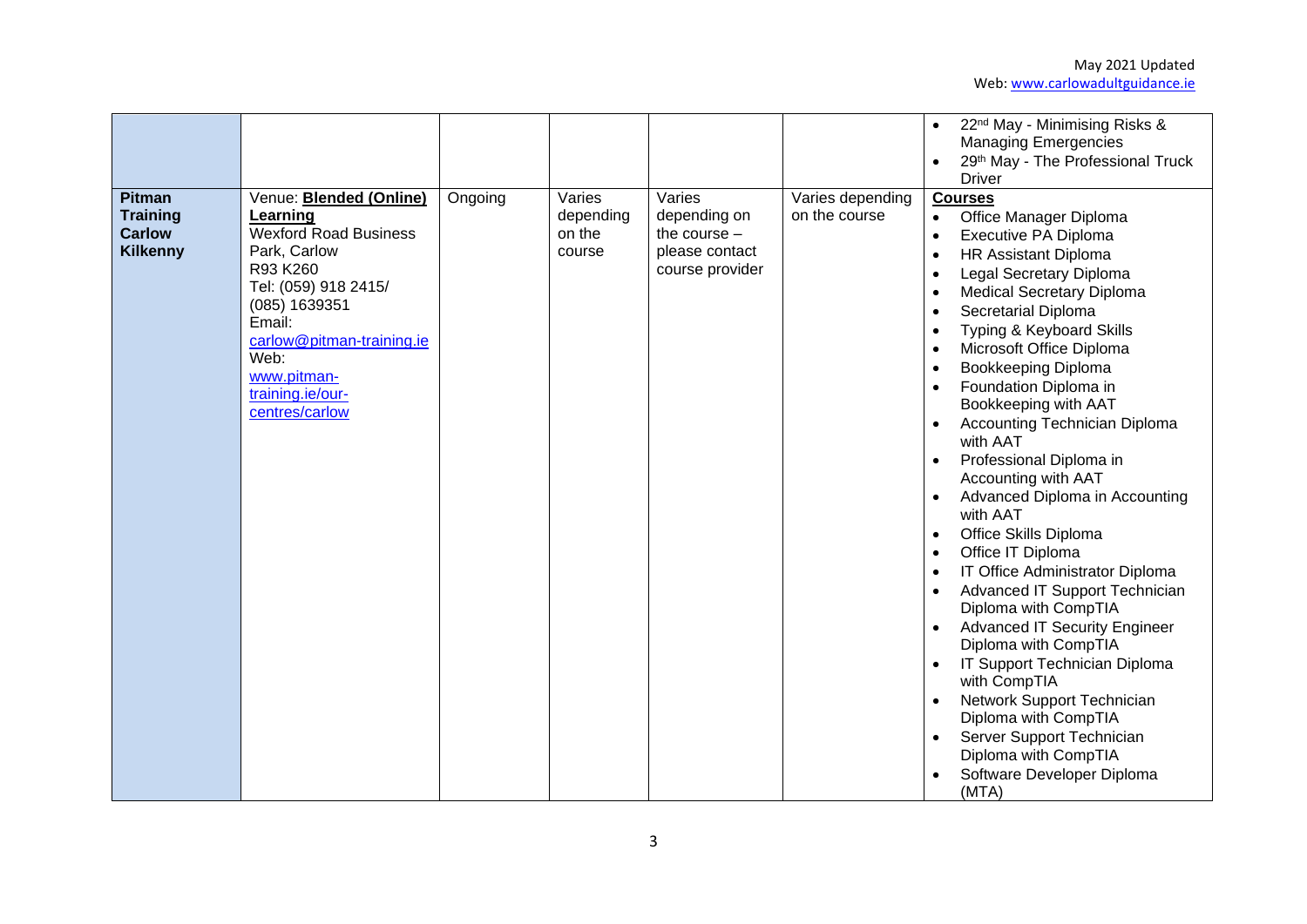| | | | | | | |
|---|---|---|---|---|---|---|
| | | | | | | • 22nd May - Minimising Risks & Managing Emergencies<br>• 29th May - The Professional Truck Driver |
| **Pitman Training Carlow Kilkenny** | Venue: **Blended (Online) Learning**<br>Wexford Road Business Park, Carlow<br>R93 K260<br>Tel: (059) 918 2415/ (085) 1639351<br>Email: carlow@pitman-training.ie<br>Web: www.pitman-training.ie/our-centres/carlow | Ongoing | Varies depending on the course | Varies depending on the course – please contact course provider | Varies depending on the course | **Courses**<br>• Office Manager Diploma<br>• Executive PA Diploma<br>• HR Assistant Diploma<br>• Legal Secretary Diploma<br>• Medical Secretary Diploma<br>• Secretarial Diploma<br>• Typing & Keyboard Skills<br>• Microsoft Office Diploma<br>• Bookkeeping Diploma<br>• Foundation Diploma in Bookkeeping with AAT<br>• Accounting Technician Diploma with AAT<br>• Professional Diploma in Accounting with AAT<br>• Advanced Diploma in Accounting with AAT<br>• Office Skills Diploma<br>• Office IT Diploma<br>• IT Office Administrator Diploma<br>• Advanced IT Support Technician Diploma with CompTIA<br>• Advanced IT Security Engineer Diploma with CompTIA<br>• IT Support Technician Diploma with CompTIA<br>• Network Support Technician Diploma with CompTIA<br>• Server Support Technician Diploma with CompTIA<br>• Software Developer Diploma (MTA) |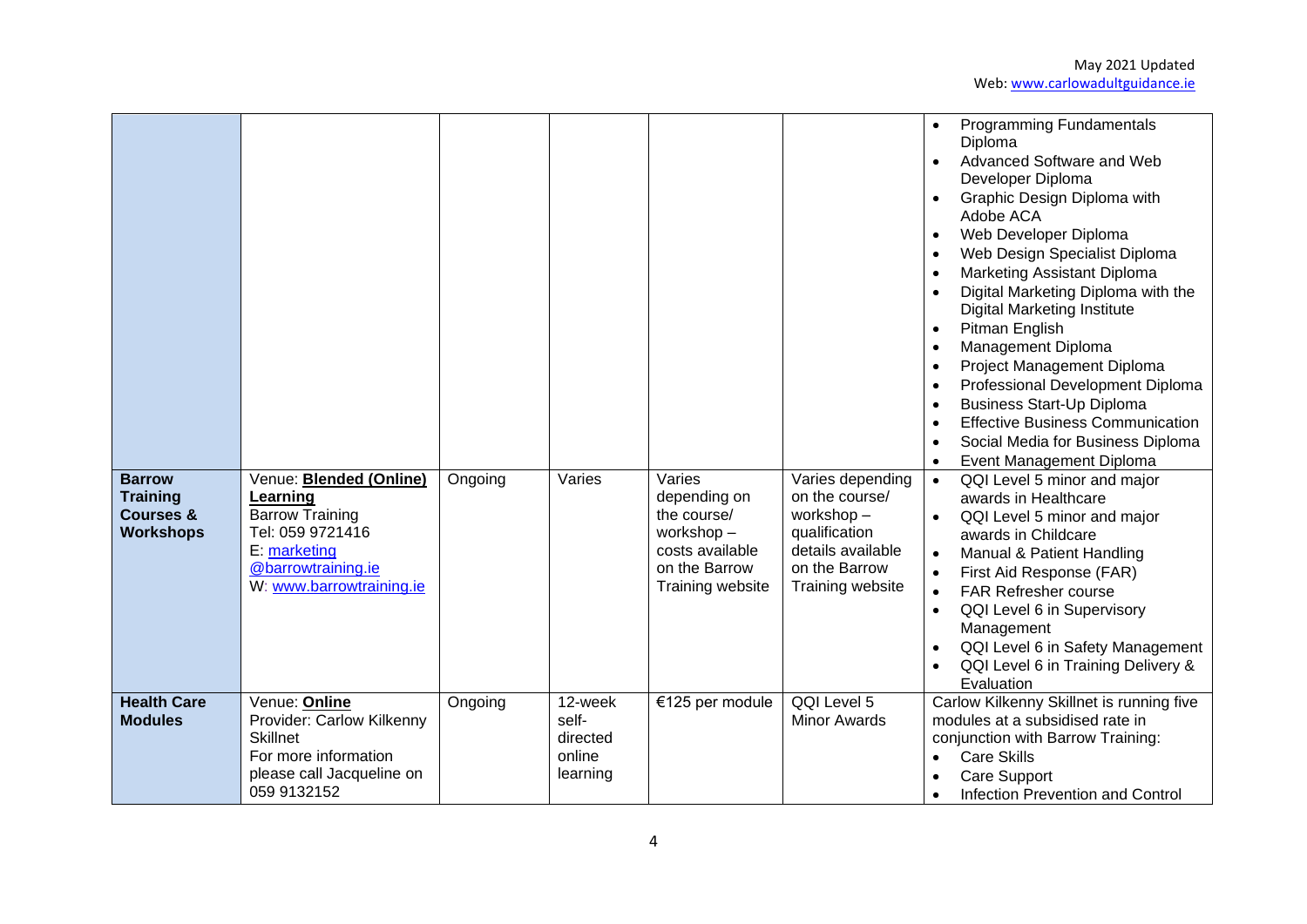| | | | | | | |
|---|---|---|---|---|---|---|
| | | | | | | • Programming Fundamentals Diploma<br>• Advanced Software and Web Developer Diploma<br>• Graphic Design Diploma with Adobe ACA<br>• Web Developer Diploma<br>• Web Design Specialist Diploma<br>• Marketing Assistant Diploma<br>• Digital Marketing Diploma with the Digital Marketing Institute<br>• Pitman English<br>• Management Diploma<br>• Project Management Diploma<br>• Professional Development Diploma<br>• Business Start-Up Diploma<br>• Effective Business Communication<br>• Social Media for Business Diploma<br>• Event Management Diploma |
| **Barrow Training Courses & Workshops** | Venue: **Blended (Online) Learning**<br>Barrow Training<br>Tel: 059 9721416<br>E: marketing @barrowtraining.ie<br>W: www.barrowtraining.ie | Ongoing | Varies | Varies depending on the course/ workshop – costs available on the Barrow Training website | Varies depending on the course/ workshop – qualification details available on the Barrow Training website | • QQI Level 5 minor and major awards in Healthcare<br>• QQI Level 5 minor and major awards in Childcare<br>• Manual & Patient Handling<br>• First Aid Response (FAR)<br>• FAR Refresher course<br>• QQI Level 6 in Supervisory Management<br>• QQI Level 6 in Safety Management<br>• QQI Level 6 in Training Delivery & Evaluation |
| **Health Care Modules** | Venue: **Online**<br>Provider: Carlow Kilkenny Skillnet<br>For more information please call Jacqueline on 059 9132152 | Ongoing | 12-week self-directed online learning | €125 per module | QQI Level 5 Minor Awards | Carlow Kilkenny Skillnet is running five modules at a subsidised rate in conjunction with Barrow Training:<br>• Care Skills<br>• Care Support<br>• Infection Prevention and Control |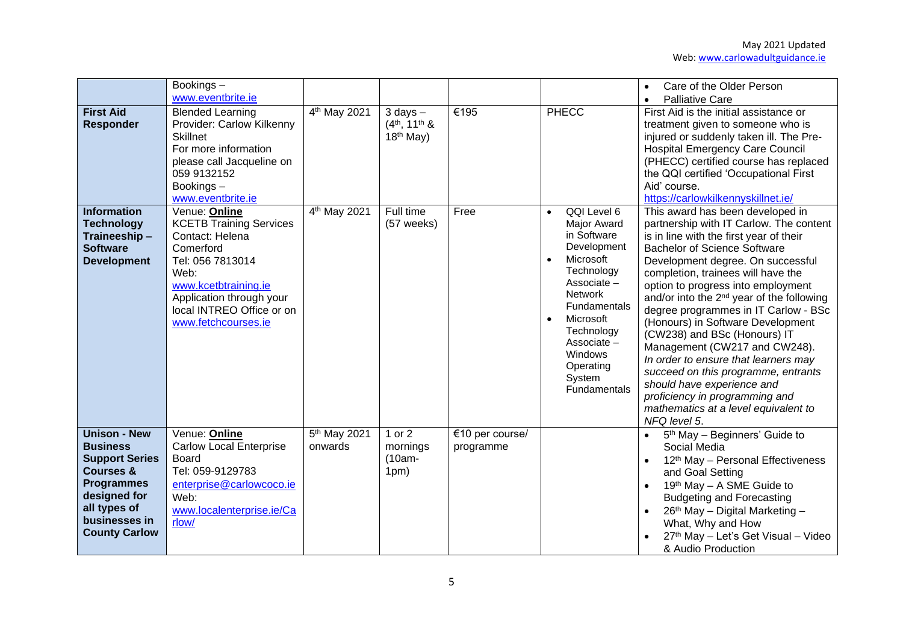| | | | | | | |
|---|---|---|---|---|---|---|
| | Bookings – www.eventbrite.ie | | | | | • Care of the Older Person<br>• Palliative Care |
| **First Aid Responder** | Blended Learning<br>Provider: Carlow Kilkenny Skillnet<br>For more information please call Jacqueline on 059 9132152<br>Bookings – www.eventbrite.ie | 4th May 2021 | 3 days – (4th, 11th & 18th May) | €195 | PHECC | First Aid is the initial assistance or treatment given to someone who is injured or suddenly taken ill. The Pre-Hospital Emergency Care Council (PHECC) certified course has replaced the QQI certified 'Occupational First Aid' course.<br>https://carlowkilkennyskillnet.ie/ |
| **Information Technology Traineeship – Software Development** | Venue: **Online**<br>KCETB Training Services<br>Contact: Helena Comerford<br>Tel: 056 7813014<br>Web: www.kcetbtraining.ie<br>Application through your local INTREO Office or on www.fetchcourses.ie | 4th May 2021 | Full time (57 weeks) | Free | • QQI Level 6 Major Award in Software Development<br>• Microsoft Technology Associate – Network Fundamentals<br>• Microsoft Technology Associate – Windows Operating System Fundamentals | This award has been developed in partnership with IT Carlow. The content is in line with the first year of their Bachelor of Science Software Development degree. On successful completion, trainees will have the option to progress into employment and/or into the 2nd year of the following degree programmes in IT Carlow - BSc (Honours) in Software Development (CW238) and BSc (Honours) IT Management (CW217 and CW248).<br>*In order to ensure that learners may succeed on this programme, entrants should have experience and proficiency in programming and mathematics at a level equivalent to NFQ level 5.* |
| **Unison - New Business Support Series Courses & Programmes designed for all types of businesses in County Carlow** | Venue: **Online**<br>Carlow Local Enterprise Board<br>Tel: 059-9129783<br>enterprise@carlowcoco.ie<br>Web: www.localenterprise.ie/Carlow/ | 5th May 2021 onwards | 1 or 2 mornings (10am-1pm) | €10 per course/ programme | | • 5th May – Beginners' Guide to Social Media<br>• 12th May – Personal Effectiveness and Goal Setting<br>• 19th May – A SME Guide to Budgeting and Forecasting<br>• 26th May – Digital Marketing – What, Why and How<br>• 27th May – Let's Get Visual – Video & Audio Production |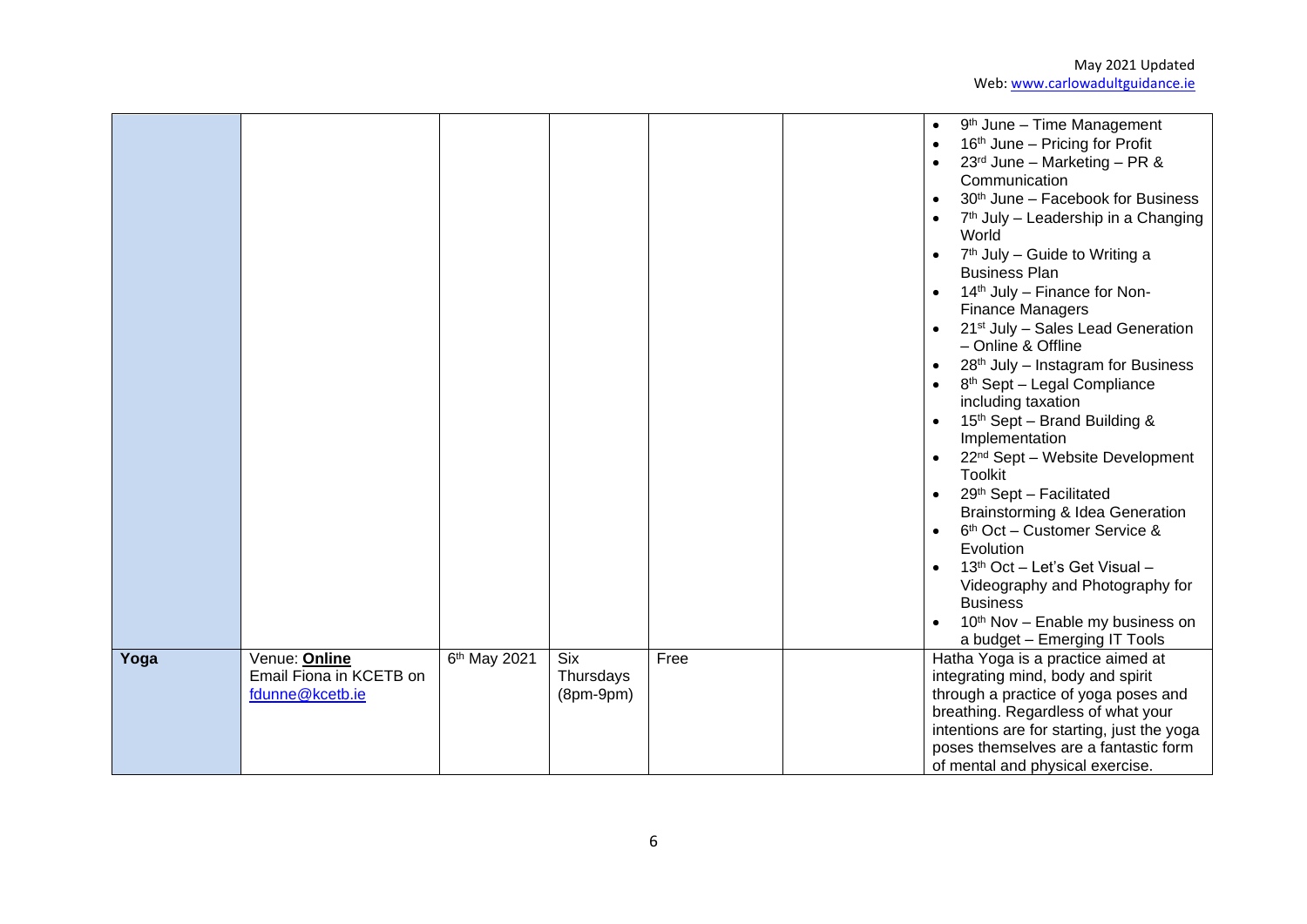|  |  |  |  |  |  |  |
|---|---|---|---|---|---|---|
|  |  |  |  |  |  | • 9th June – Time Management<br>• 16th June – Pricing for Profit<br>• 23rd June – Marketing – PR & Communication<br>• 30th June – Facebook for Business<br>• 7th July – Leadership in a Changing World<br>• 7th July – Guide to Writing a Business Plan<br>• 14th July – Finance for Non-Finance Managers<br>• 21st July – Sales Lead Generation – Online & Offline<br>• 28th July – Instagram for Business<br>• 8th Sept – Legal Compliance including taxation<br>• 15th Sept – Brand Building & Implementation<br>• 22nd Sept – Website Development Toolkit<br>• 29th Sept – Facilitated Brainstorming & Idea Generation<br>• 6th Oct – Customer Service & Evolution<br>• 13th Oct – Let's Get Visual – Videography and Photography for Business<br>• 10th Nov – Enable my business on a budget – Emerging IT Tools |
| **Yoga** | Venue: **Online**<br>Email Fiona in KCETB on fdunne@kcetb.ie | 6th May 2021 | Six Thursdays (8pm-9pm) | Free |  | Hatha Yoga is a practice aimed at integrating mind, body and spirit through a practice of yoga poses and breathing. Regardless of what your intentions are for starting, just the yoga poses themselves are a fantastic form of mental and physical exercise. |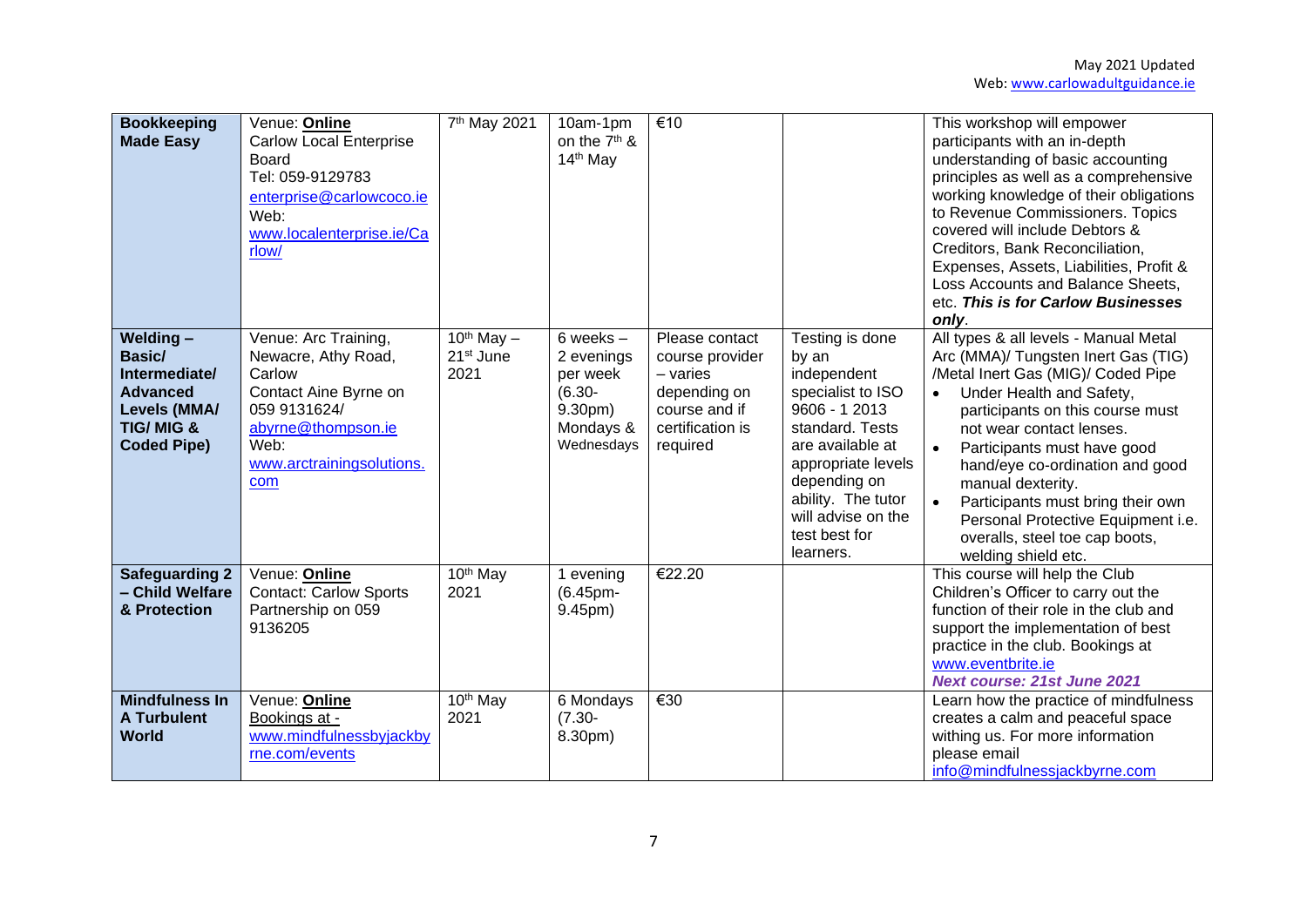| **Bookkeeping Made Easy** | Venue: **Online**<br>Carlow Local Enterprise Board<br>Tel: 059-9129783<br>enterprise@carlowcoco.ie<br>Web: www.localenterprise.ie/Carlow/ | 7th May 2021 | 10am-1pm on the 7th & 14th May | €10 | | This workshop will empower participants with an in-depth understanding of basic accounting principles as well as a comprehensive working knowledge of their obligations to Revenue Commissioners. Topics covered will include Debtors & Creditors, Bank Reconciliation, Expenses, Assets, Liabilities, Profit & Loss Accounts and Balance Sheets, etc. ***This is for Carlow Businesses only***. |
|---|---|---|---|---|---|---|
| **Welding – Basic/ Intermediate/ Advanced Levels (MMA/ TIG/ MIG & Coded Pipe)** | Venue: Arc Training, Newacre, Athy Road, Carlow<br>Contact Aine Byrne on 059 9131624/ abyrne@thompson.ie<br>Web: www.arctrainingsolutions.com | 10th May – 21st June 2021 | 6 weeks – 2 evenings per week (6.30-9.30pm) Mondays & Wednesdays | Please contact course provider – varies depending on course and if certification is required | Testing is done by an independent specialist to ISO 9606 - 1 2013 standard. Tests are available at appropriate levels depending on ability. The tutor will advise on the test best for learners. | All types & all levels - Manual Metal Arc (MMA)/ Tungsten Inert Gas (TIG) /Metal Inert Gas (MIG)/ Coded Pipe<br>• Under Health and Safety, participants on this course must not wear contact lenses.<br>• Participants must have good hand/eye co-ordination and good manual dexterity.<br>• Participants must bring their own Personal Protective Equipment i.e. overalls, steel toe cap boots, welding shield etc. |
| **Safeguarding 2 – Child Welfare & Protection** | Venue: **Online**<br>Contact: Carlow Sports Partnership on 059 9136205 | 10th May 2021 | 1 evening (6.45pm-9.45pm) | €22.20 | | This course will help the Club Children's Officer to carry out the function of their role in the club and support the implementation of best practice in the club. Bookings at www.eventbrite.ie<br>***Next course: 21st June 2021*** |
| **Mindfulness In A Turbulent World** | Venue: **Online**<br>Bookings at - www.mindfulnessbyjackbyrne.com/events | 10th May 2021 | 6 Mondays (7.30-8.30pm) | €30 | | Learn how the practice of mindfulness creates a calm and peaceful space withing us. For more information please email info@mindfulnessjackbyrne.com |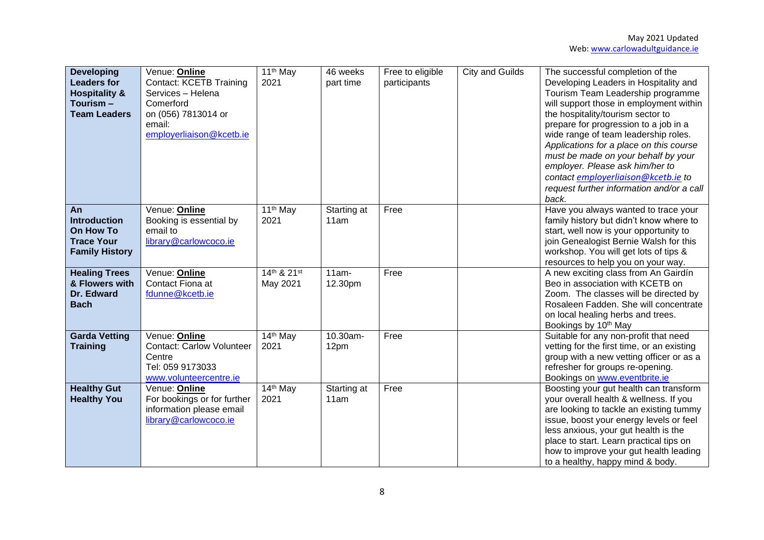| **Developing Leaders for Hospitality & Tourism – Team Leaders** | Venue: **Online** Contact: KCETB Training Services – Helena Comerford on (056) 7813014 or email: employerliaison@kcetb.ie | 11th May 2021 | 46 weeks part time | Free to eligible participants | City and Guilds | The successful completion of the Developing Leaders in Hospitality and Tourism Team Leadership programme will support those in employment within the hospitality/tourism sector to prepare for progression to a job in a wide range of team leadership roles. *Applications for a place on this course must be made on your behalf by your employer. Please ask him/her to contact employerliaison@kcetb.ie to request further information and/or a call back.* |
|---|---|---|---|---|---|---|
| **An Introduction On How To Trace Your Family History** | Venue: **Online** Booking is essential by email to library@carlowcoco.ie | 11th May 2021 | Starting at 11am | Free | | Have you always wanted to trace your family history but didn't know where to start, well now is your opportunity to join Genealogist Bernie Walsh for this workshop. You will get lots of tips & resources to help you on your way. |
| **Healing Trees & Flowers with Dr. Edward Bach** | Venue: **Online** Contact Fiona at fdunne@kcetb.ie | 14th & 21st May 2021 | 11am-12.30pm | Free | | A new exciting class from An Gairdín Beo in association with KCETB on Zoom. The classes will be directed by Rosaleen Fadden. She will concentrate on local healing herbs and trees. Bookings by 10th May |
| **Garda Vetting Training** | Venue: **Online** Contact: Carlow Volunteer Centre Tel: 059 9173033 www.volunteercentre.ie | 14th May 2021 | 10.30am-12pm | Free | | Suitable for any non-profit that need vetting for the first time, or an existing group with a new vetting officer or as a refresher for groups re-opening. Bookings on www.eventbrite.ie |
| **Healthy Gut Healthy You** | Venue: **Online** For bookings or for further information please email library@carlowcoco.ie | 14th May 2021 | Starting at 11am | Free | | Boosting your gut health can transform your overall health & wellness. If you are looking to tackle an existing tummy issue, boost your energy levels or feel less anxious, your gut health is the place to start. Learn practical tips on how to improve your gut health leading to a healthy, happy mind & body. |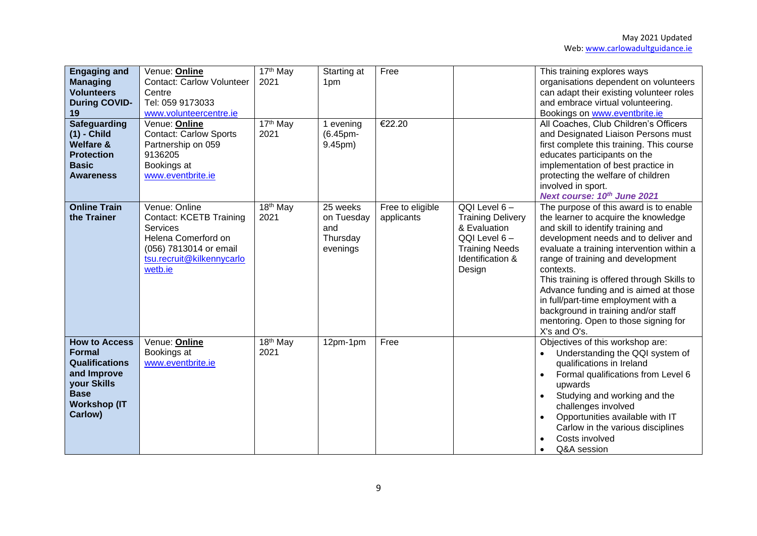| **Engaging and Managing Volunteers During COVID-19** | Venue: **Online**<br>Contact: Carlow Volunteer Centre<br>Tel: 059 9173033<br>www.volunteercentre.ie | 17th May 2021 | Starting at 1pm | Free | | This training explores ways organisations dependent on volunteers can adapt their existing volunteer roles and embrace virtual volunteering.<br>Bookings on www.eventbrite.ie |
|---|---|---|---|---|---|---|
| **Safeguarding (1) - Child Welfare & Protection Basic Awareness** | Venue: **Online**<br>Contact: Carlow Sports Partnership on 059 9136205<br>Bookings at www.eventbrite.ie | 17th May 2021 | 1 evening (6.45pm-9.45pm) | €22.20 | | All Coaches, Club Children's Officers and Designated Liaison Persons must first complete this training. This course educates participants on the implementation of best practice in protecting the welfare of children involved in sport.<br>***Next course: 10th June 2021*** |
| **Online Train the Trainer** | Venue: Online<br>Contact: KCETB Training Services<br>Helena Comerford on (056) 7813014 or email tsu.recruit@kilkennycarlowetb.ie | 18th May 2021 | 25 weeks on Tuesday and Thursday evenings | Free to eligible applicants | QQI Level 6 – Training Delivery & Evaluation<br>QQI Level 6 – Training Needs Identification & Design | The purpose of this award is to enable the learner to acquire the knowledge and skill to identify training and development needs and to deliver and evaluate a training intervention within a range of training and development contexts.<br>This training is offered through Skills to Advance funding and is aimed at those in full/part-time employment with a background in training and/or staff mentoring. Open to those signing for X's and O's. |
| **How to Access Formal Qualifications and Improve your Skills Base Workshop (IT Carlow)** | Venue: **Online**<br>Bookings at www.eventbrite.ie | 18th May 2021 | 12pm-1pm | Free | | Objectives of this workshop are:<br>• Understanding the QQI system of qualifications in Ireland<br>• Formal qualifications from Level 6 upwards<br>• Studying and working and the challenges involved<br>• Opportunities available with IT Carlow in the various disciplines<br>• Costs involved<br>• Q&A session |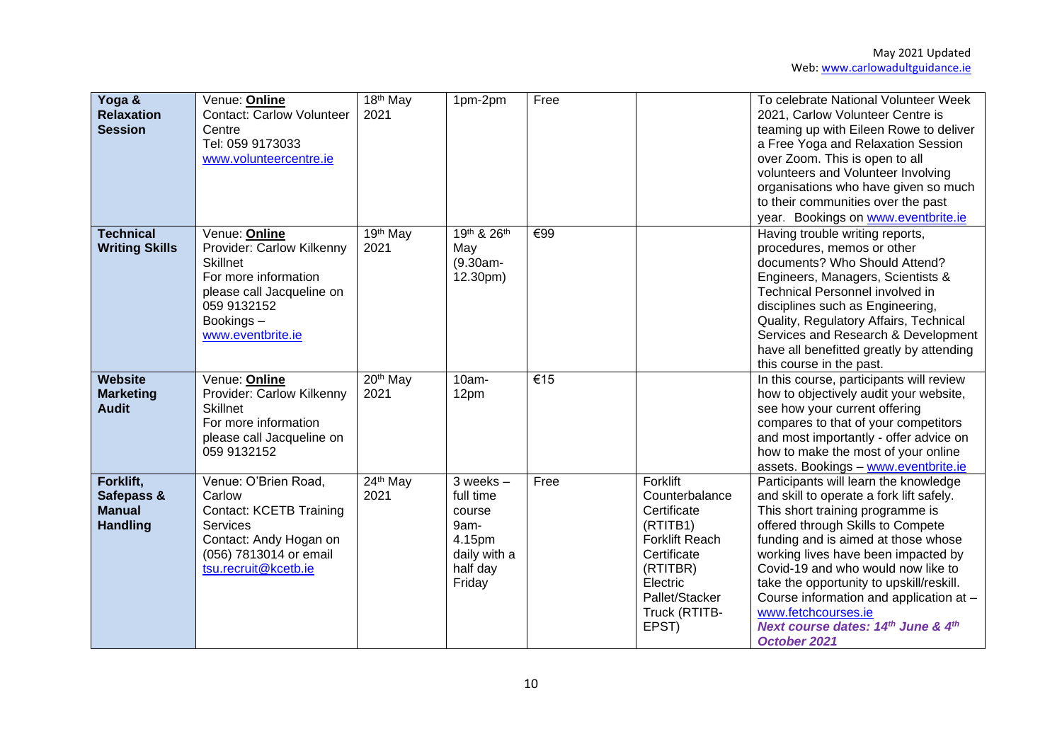| **Yoga & Relaxation Session** | Venue: **Online**<br>Contact: Carlow Volunteer Centre<br>Tel: 059 9173033<br>www.volunteercentre.ie | 18th May 2021 | 1pm-2pm | Free | | To celebrate National Volunteer Week 2021, Carlow Volunteer Centre is teaming up with Eileen Rowe to deliver a Free Yoga and Relaxation Session over Zoom. This is open to all volunteers and Volunteer Involving organisations who have given so much to their communities over the past year. Bookings on www.eventbrite.ie |
|---|---|---|---|---|---|---|
| **Technical Writing Skills** | Venue: **Online**<br>Provider: Carlow Kilkenny Skillnet<br>For more information please call Jacqueline on 059 9132152<br>Bookings – www.eventbrite.ie | 19th May 2021 | 19th & 26th May (9.30am-12.30pm) | €99 | | Having trouble writing reports, procedures, memos or other documents? Who Should Attend? Engineers, Managers, Scientists & Technical Personnel involved in disciplines such as Engineering, Quality, Regulatory Affairs, Technical Services and Research & Development have all benefitted greatly by attending this course in the past. |
| **Website Marketing Audit** | Venue: **Online**<br>Provider: Carlow Kilkenny Skillnet<br>For more information please call Jacqueline on 059 9132152 | 20th May 2021 | 10am-12pm | €15 | | In this course, participants will review how to objectively audit your website, see how your current offering compares to that of your competitors and most importantly - offer advice on how to make the most of your online assets. Bookings – www.eventbrite.ie |
| **Forklift, Safepass & Manual Handling** | Venue: O'Brien Road, Carlow<br>Contact: KCETB Training Services<br>Contact: Andy Hogan on (056) 7813014 or email tsu.recruit@kcetb.ie | 24th May 2021 | 3 weeks – full time course 9am-4.15pm daily with a half day Friday | Free | Forklift Counterbalance Certificate (RTITB1)<br>Forklift Reach Certificate (RTITBR)<br>Electric Pallet/Stacker Truck (RTITB-EPST) | Participants will learn the knowledge and skill to operate a fork lift safely. This short training programme is offered through Skills to Compete funding and is aimed at those whose working lives have been impacted by Covid-19 and who would now like to take the opportunity to upskill/reskill. Course information and application at – www.fetchcourses.ie<br>***Next course dates: 14th June & 4th October 2021*** |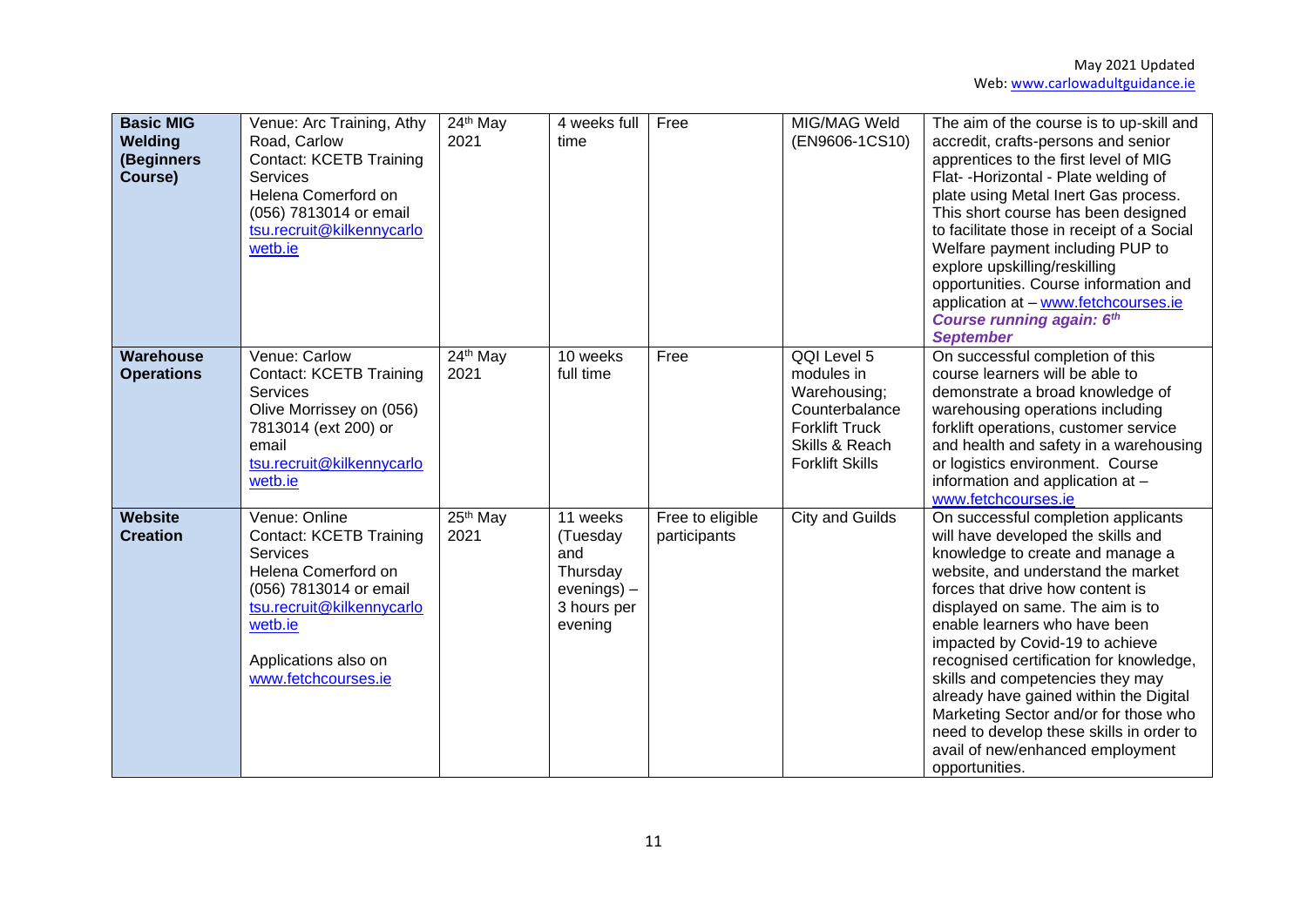| **Basic MIG Welding (Beginners Course)** | Venue: Arc Training, Athy Road, Carlow<br>Contact: KCETB Training Services<br>Helena Comerford on (056) 7813014 or email tsu.recruit@kilkennycarlowetb.ie | 24th May 2021 | 4 weeks full time | Free | MIG/MAG Weld (EN9606-1CS10) | The aim of the course is to up-skill and accredit, crafts-persons and senior apprentices to the first level of MIG Flat- -Horizontal - Plate welding of plate using Metal Inert Gas process. This short course has been designed to facilitate those in receipt of a Social Welfare payment including PUP to explore upskilling/reskilling opportunities. Course information and application at – www.fetchcourses.ie ***Course running again: 6th September*** |
|---|---|---|---|---|---|---|
| **Warehouse Operations** | Venue: Carlow<br>Contact: KCETB Training Services<br>Olive Morrissey on (056) 7813014 (ext 200) or email tsu.recruit@kilkennycarlowetb.ie | 24th May 2021 | 10 weeks full time | Free | QQI Level 5 modules in Warehousing; Counterbalance Forklift Truck Skills & Reach Forklift Skills | On successful completion of this course learners will be able to demonstrate a broad knowledge of warehousing operations including forklift operations, customer service and health and safety in a warehousing or logistics environment. Course information and application at – www.fetchcourses.ie |
| **Website Creation** | Venue: Online<br>Contact: KCETB Training Services<br>Helena Comerford on (056) 7813014 or email tsu.recruit@kilkennycarlowetb.ie<br><br>Applications also on www.fetchcourses.ie | 25th May 2021 | 11 weeks (Tuesday and Thursday evenings) – 3 hours per evening | Free to eligible participants | City and Guilds | On successful completion applicants will have developed the skills and knowledge to create and manage a website, and understand the market forces that drive how content is displayed on same. The aim is to enable learners who have been impacted by Covid-19 to achieve recognised certification for knowledge, skills and competencies they may already have gained within the Digital Marketing Sector and/or for those who need to develop these skills in order to avail of new/enhanced employment opportunities. |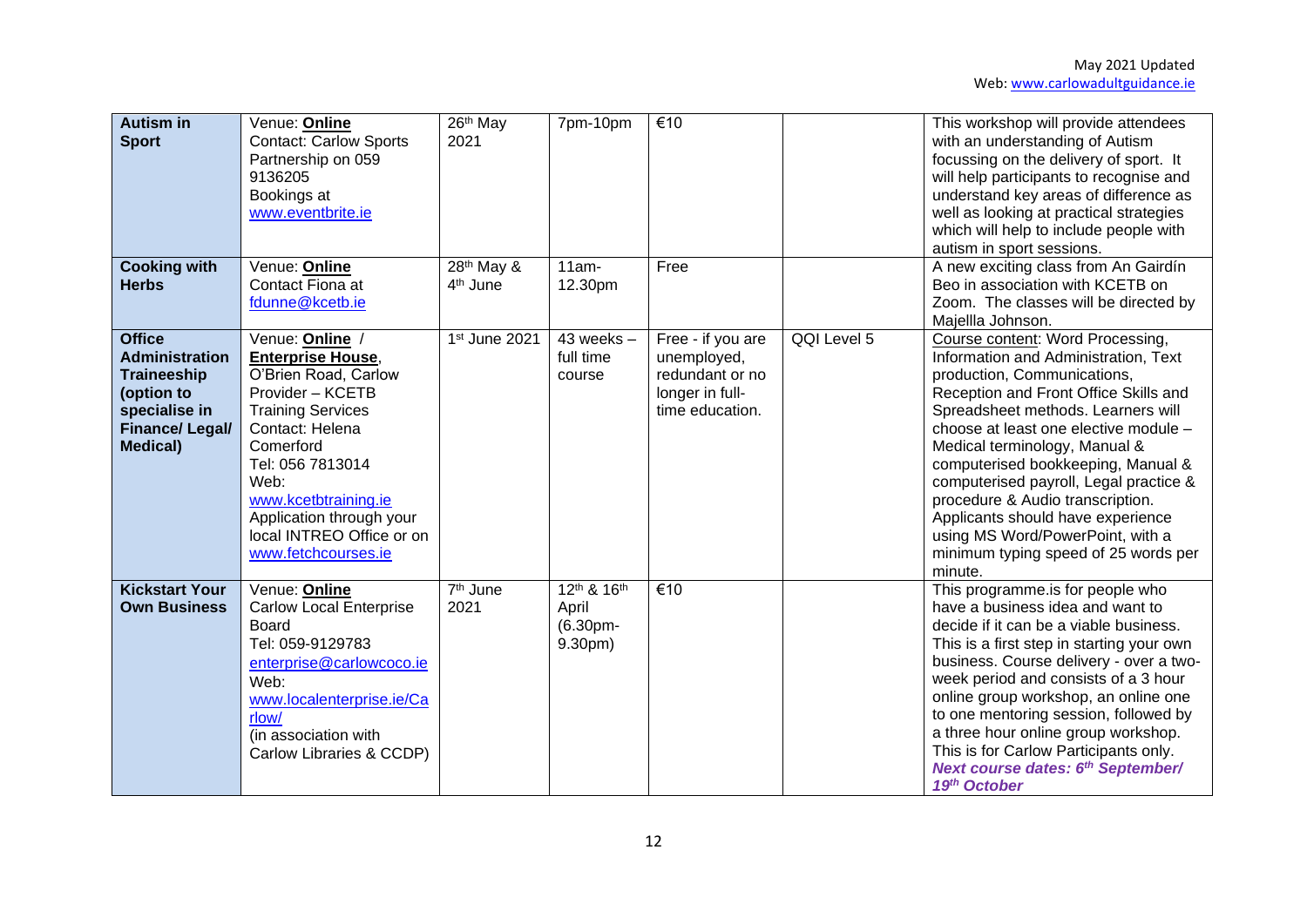| **Autism in Sport** | Venue: **Online** Contact: Carlow Sports Partnership on 059 9136205 Bookings at www.eventbrite.ie | 26th May 2021 | 7pm-10pm | €10 | | This workshop will provide attendees with an understanding of Autism focussing on the delivery of sport. It will help participants to recognise and understand key areas of difference as well as looking at practical strategies which will help to include people with autism in sport sessions. |
|---|---|---|---|---|---|---|
| **Cooking with Herbs** | Venue: **Online** Contact Fiona at fdunne@kcetb.ie | 28th May & 4th June | 11am-12.30pm | Free | | A new exciting class from An Gairdín Beo in association with KCETB on Zoom. The classes will be directed by Majellla Johnson. |
| **Office Administration Traineeship (option to specialise in Finance/ Legal/ Medical)** | Venue: **Online** / **Enterprise House**, O'Brien Road, Carlow Provider – KCETB Training Services Contact: Helena Comerford Tel: 056 7813014 Web: www.kcetbtraining.ie Application through your local INTREO Office or on www.fetchcourses.ie | 1st June 2021 | 43 weeks – full time course | Free - if you are unemployed, redundant or no longer in full-time education. | QQI Level 5 | Course content: Word Processing, Information and Administration, Text production, Communications, Reception and Front Office Skills and Spreadsheet methods. Learners will choose at least one elective module – Medical terminology, Manual & computerised bookkeeping, Manual & computerised payroll, Legal practice & procedure & Audio transcription. Applicants should have experience using MS Word/PowerPoint, with a minimum typing speed of 25 words per minute. |
| **Kickstart Your Own Business** | Venue: **Online** Carlow Local Enterprise Board Tel: 059-9129783 enterprise@carlowcoco.ie Web: www.localenterprise.ie/Carlow/ (in association with Carlow Libraries & CCDP) | 7th June 2021 | 12th & 16th April (6.30pm-9.30pm) | €10 | | This programme.is for people who have a business idea and want to decide if it can be a viable business. This is a first step in starting your own business. Course delivery - over a two-week period and consists of a 3 hour online group workshop, an online one to one mentoring session, followed by a three hour online group workshop. This is for Carlow Participants only. ***Next course dates: 6th September/ 19th October*** |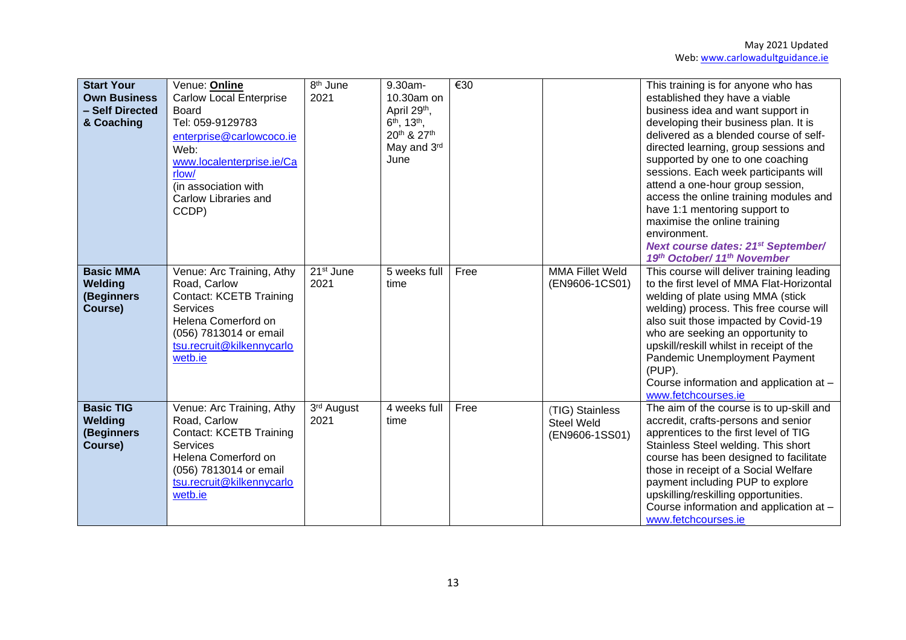| **Start Your Own Business – Self Directed & Coaching** | Venue: **Online** Carlow Local Enterprise Board Tel: 059-9129783 enterprise@carlowcoco.ie Web: www.localenterprise.ie/Carlow/ (in association with Carlow Libraries and CCDP) | 8th June 2021 | 9.30am-10.30am on April 29th, 6th, 13th, 20th & 27th May and 3rd June | €30 | | This training is for anyone who has established they have a viable business idea and want support in developing their business plan. It is delivered as a blended course of self-directed learning, group sessions and supported by one to one coaching sessions. Each week participants will attend a one-hour group session, access the online training modules and have 1:1 mentoring support to maximise the online training environment. ***Next course dates: 21st September/ 19th October/ 11th November*** |
|---|---|---|---|---|---|---|
| **Basic MMA Welding (Beginners Course)** | Venue: Arc Training, Athy Road, Carlow Contact: KCETB Training Services Helena Comerford on (056) 7813014 or email tsu.recruit@kilkennycarlowetb.ie | 21st June 2021 | 5 weeks full time | Free | MMA Fillet Weld (EN9606-1CS01) | This course will deliver training leading to the first level of MMA Flat-Horizontal welding of plate using MMA (stick welding) process. This free course will also suit those impacted by Covid-19 who are seeking an opportunity to upskill/reskill whilst in receipt of the Pandemic Unemployment Payment (PUP). Course information and application at – www.fetchcourses.ie |
| **Basic TIG Welding (Beginners Course)** | Venue: Arc Training, Athy Road, Carlow Contact: KCETB Training Services Helena Comerford on (056) 7813014 or email tsu.recruit@kilkennycarlowetb.ie | 3rd August 2021 | 4 weeks full time | Free | (TIG) Stainless Steel Weld (EN9606-1SS01) | The aim of the course is to up-skill and accredit, crafts-persons and senior apprentices to the first level of TIG Stainless Steel welding. This short course has been designed to facilitate those in receipt of a Social Welfare payment including PUP to explore upskilling/reskilling opportunities. Course information and application at – www.fetchcourses.ie |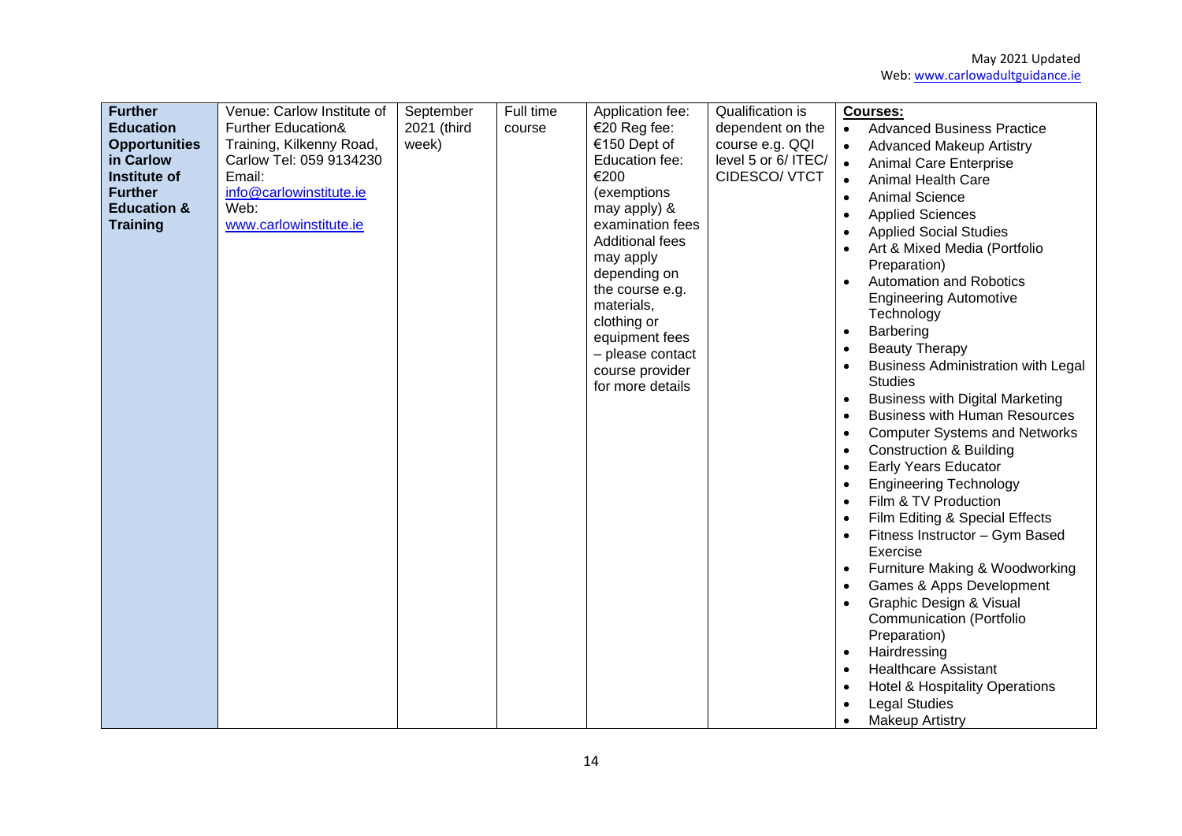| Further Education Opportunities in Carlow Institute of Further Education & Training | Venue: Carlow Institute of Further Education& Training, Kilkenny Road, Carlow Tel: 059 9134230 Email: info@carlowinstitute.ie Web: www.carlowinstitute.ie | September 2021 (third week) | Full time course | Application fee: €20 Reg fee: €150 Dept of Education fee: €200 (exemptions may apply) & examination fees Additional fees may apply depending on the course e.g. materials, clothing or equipment fees – please contact course provider for more details | Qualification is dependent on the course e.g. QQI level 5 or 6/ ITEC/ CIDESCO/ VTCT | **Courses:**<br>• Advanced Business Practice<br>• Advanced Makeup Artistry<br>• Animal Care Enterprise<br>• Animal Health Care<br>• Animal Science<br>• Applied Sciences<br>• Applied Social Studies<br>• Art & Mixed Media (Portfolio Preparation)<br>• Automation and Robotics Engineering Automotive Technology<br>• Barbering<br>• Beauty Therapy<br>• Business Administration with Legal Studies<br>• Business with Digital Marketing<br>• Business with Human Resources<br>• Computer Systems and Networks<br>• Construction & Building<br>• Early Years Educator<br>• Engineering Technology<br>• Film & TV Production<br>• Film Editing & Special Effects<br>• Fitness Instructor – Gym Based Exercise<br>• Furniture Making & Woodworking<br>• Games & Apps Development<br>• Graphic Design & Visual Communication (Portfolio Preparation)<br>• Hairdressing<br>• Healthcare Assistant<br>• Hotel & Hospitality Operations<br>• Legal Studies<br>• Makeup Artistry |
|---|---|---|---|---|---|---|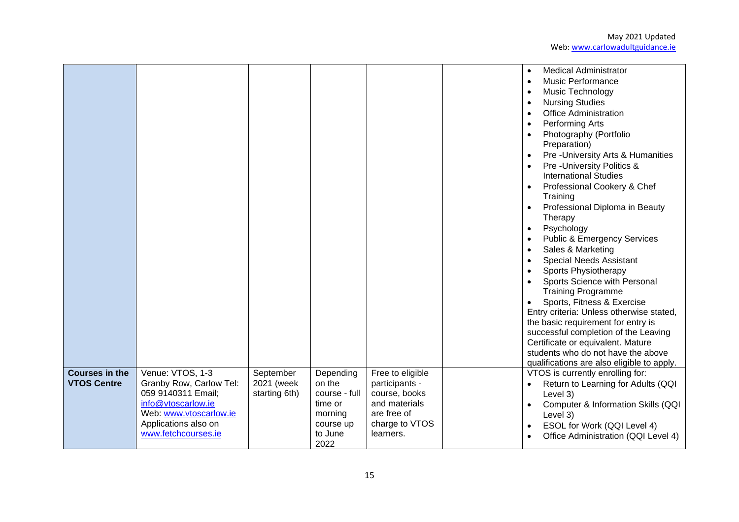| | | | | | | |
|---|---|---|---|---|---|---|
| | | | | | | • Medical Administrator<br>• Music Performance<br>• Music Technology<br>• Nursing Studies<br>• Office Administration<br>• Performing Arts<br>• Photography (Portfolio Preparation)<br>• Pre -University Arts & Humanities<br>• Pre -University Politics & International Studies<br>• Professional Cookery & Chef Training<br>• Professional Diploma in Beauty Therapy<br>• Psychology<br>• Public & Emergency Services<br>• Sales & Marketing<br>• Special Needs Assistant<br>• Sports Physiotherapy<br>• Sports Science with Personal Training Programme<br>• Sports, Fitness & Exercise<br>Entry criteria: Unless otherwise stated, the basic requirement for entry is successful completion of the Leaving Certificate or equivalent. Mature students who do not have the above qualifications are also eligible to apply. |
| **Courses in the VTOS Centre** | Venue: VTOS, 1-3 Granby Row, Carlow Tel: 059 9140311 Email; info@vtoscarlow.ie Web: www.vtoscarlow.ie Applications also on www.fetchcourses.ie | September 2021 (week starting 6th) | Depending on the course - full time or morning course up to June 2022 | Free to eligible participants - course, books and materials are free of charge to VTOS learners. | | VTOS is currently enrolling for:<br>• Return to Learning for Adults (QQI Level 3)<br>• Computer & Information Skills (QQI Level 3)<br>• ESOL for Work (QQI Level 4)<br>• Office Administration (QQI Level 4) |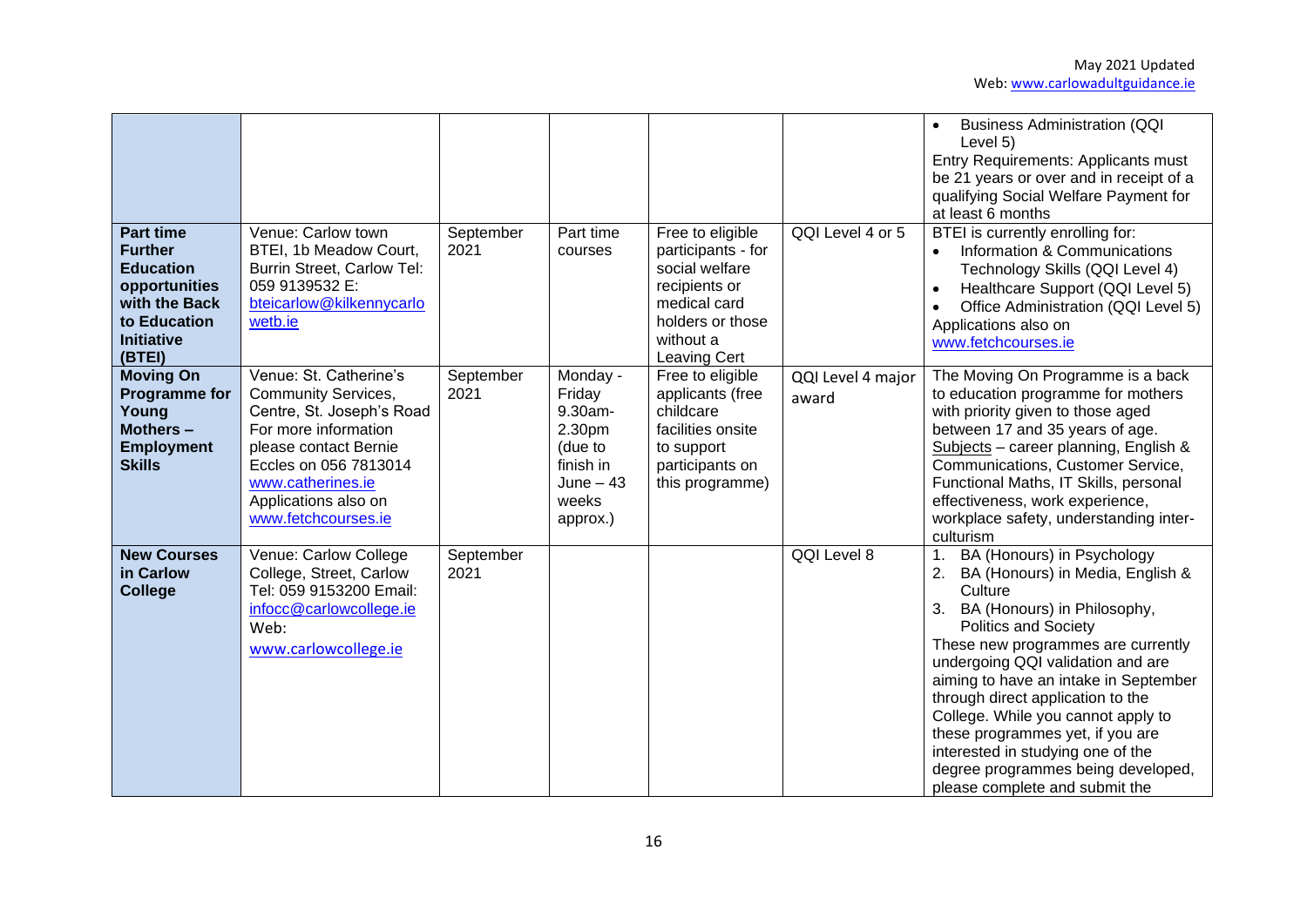| | | | | | | |
|---|---|---|---|---|---|---|
| | | | | | | • Business Administration (QQI Level 5)<br>Entry Requirements: Applicants must be 21 years or over and in receipt of a qualifying Social Welfare Payment for at least 6 months |
| **Part time Further Education opportunities with the Back to Education Initiative (BTEI)** | Venue: Carlow town BTEI, 1b Meadow Court, Burrin Street, Carlow Tel: 059 9139532 E: bteicarlow@kilkennycarlowetb.ie | September 2021 | Part time courses | Free to eligible participants - for social welfare recipients or medical card holders or those without a Leaving Cert | QQI Level 4 or 5 | BTEI is currently enrolling for:<br>• Information & Communications Technology Skills (QQI Level 4)<br>• Healthcare Support (QQI Level 5)<br>• Office Administration (QQI Level 5)<br>Applications also on www.fetchcourses.ie |
| **Moving On Programme for Young Mothers – Employment Skills** | Venue: St. Catherine's Community Services, Centre, St. Joseph's Road For more information please contact Bernie Eccles on 056 7813014 www.catherines.ie Applications also on www.fetchcourses.ie | September 2021 | Monday - Friday 9.30am-2.30pm (due to finish in June – 43 weeks approx.) | Free to eligible applicants (free childcare facilities onsite to support participants on this programme) | QQI Level 4 major award | The Moving On Programme is a back to education programme for mothers with priority given to those aged between 17 and 35 years of age. Subjects – career planning, English & Communications, Customer Service, Functional Maths, IT Skills, personal effectiveness, work experience, workplace safety, understanding inter-culturism |
| **New Courses in Carlow College** | Venue: Carlow College College, Street, Carlow Tel: 059 9153200 Email: infocc@carlowcollege.ie Web: www.carlowcollege.ie | September 2021 | | | QQI Level 8 | 1. BA (Honours) in Psychology<br>2. BA (Honours) in Media, English & Culture<br>3. BA (Honours) in Philosophy, Politics and Society<br>These new programmes are currently undergoing QQI validation and are aiming to have an intake in September through direct application to the College. While you cannot apply to these programmes yet, if you are interested in studying one of the degree programmes being developed, please complete and submit the |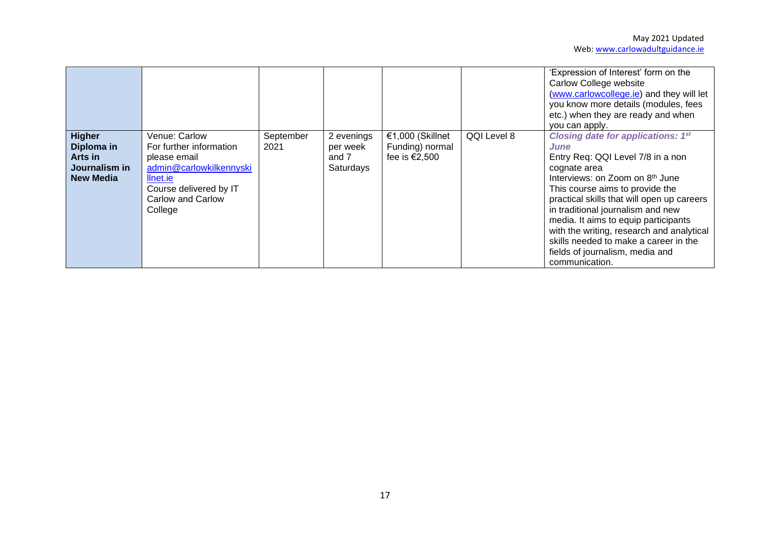|  |  |  |  |  |  |  |
|---|---|---|---|---|---|---|
|  |  |  |  |  |  | 'Expression of Interest' form on the Carlow College website (www.carlowcollege.ie) and they will let you know more details (modules, fees etc.) when they are ready and when you can apply. |
| **Higher Diploma in Arts in Journalism in New Media** | Venue: Carlow<br>For further information please email admin@carlowkilkennyskillnet.ie<br>Course delivered by IT Carlow and Carlow College | September 2021 | 2 evenings per week and 7 Saturdays | €1,000 (Skillnet Funding) normal fee is €2,500 | QQI Level 8 | ***Closing date for applications: 1st June***<br>Entry Req: QQI Level 7/8 in a non cognate area<br>Interviews: on Zoom on 8th June<br>This course aims to provide the practical skills that will open up careers in traditional journalism and new media. It aims to equip participants with the writing, research and analytical skills needed to make a career in the fields of journalism, media and communication. |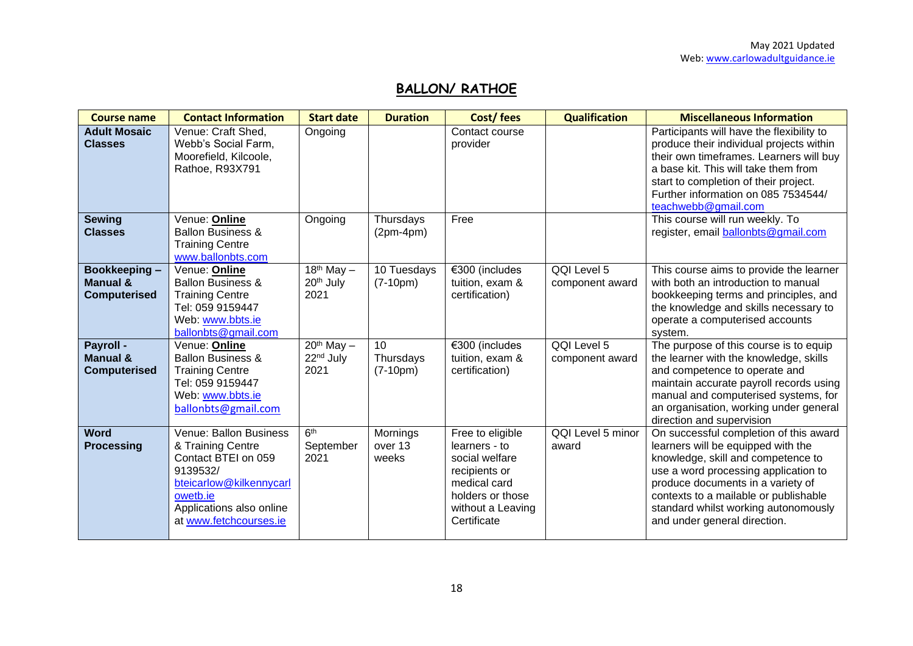# BALLON/ RATHOE

| Course name | Contact Information | Start date | Duration | Cost/ fees | Qualification | Miscellaneous Information |
|---|---|---|---|---|---|---|
| **Adult Mosaic Classes** | Venue: Craft Shed, Webb's Social Farm, Moorefield, Kilcoole, Rathoe, R93X791 | Ongoing | | Contact course provider | | Participants will have the flexibility to produce their individual projects within their own timeframes. Learners will buy a base kit. This will take them from start to completion of their project. Further information on 085 7534544/ teachwebb@gmail.com |
| **Sewing Classes** | Venue: **Online** Ballon Business & Training Centre www.ballonbts.com | Ongoing | Thursdays (2pm-4pm) | Free | | This course will run weekly. To register, email ballonbts@gmail.com |
| **Bookkeeping – Manual & Computerised** | Venue: **Online** Ballon Business & Training Centre Tel: 059 9159447 Web: www.bbts.ie ballonbts@gmail.com | 18th May – 20th July 2021 | 10 Tuesdays (7-10pm) | €300 (includes tuition, exam & certification) | QQI Level 5 component award | This course aims to provide the learner with both an introduction to manual bookkeeping terms and principles, and the knowledge and skills necessary to operate a computerised accounts system. |
| **Payroll - Manual & Computerised** | Venue: **Online** Ballon Business & Training Centre Tel: 059 9159447 Web: www.bbts.ie ballonbts@gmail.com | 20th May – 22nd July 2021 | 10 Thursdays (7-10pm) | €300 (includes tuition, exam & certification) | QQI Level 5 component award | The purpose of this course is to equip the learner with the knowledge, skills and competence to operate and maintain accurate payroll records using manual and computerised systems, for an organisation, working under general direction and supervision |
| **Word Processing** | Venue: Ballon Business & Training Centre Contact BTEI on 059 9139532/ bteicarlow@kilkennycarlowetb.ie Applications also online at www.fetchcourses.ie | 6th September 2021 | Mornings over 13 weeks | Free to eligible learners - to social welfare recipients or medical card holders or those without a Leaving Certificate | QQI Level 5 minor award | On successful completion of this award learners will be equipped with the knowledge, skill and competence to use a word processing application to produce documents in a variety of contexts to a mailable or publishable standard whilst working autonomously and under general direction. |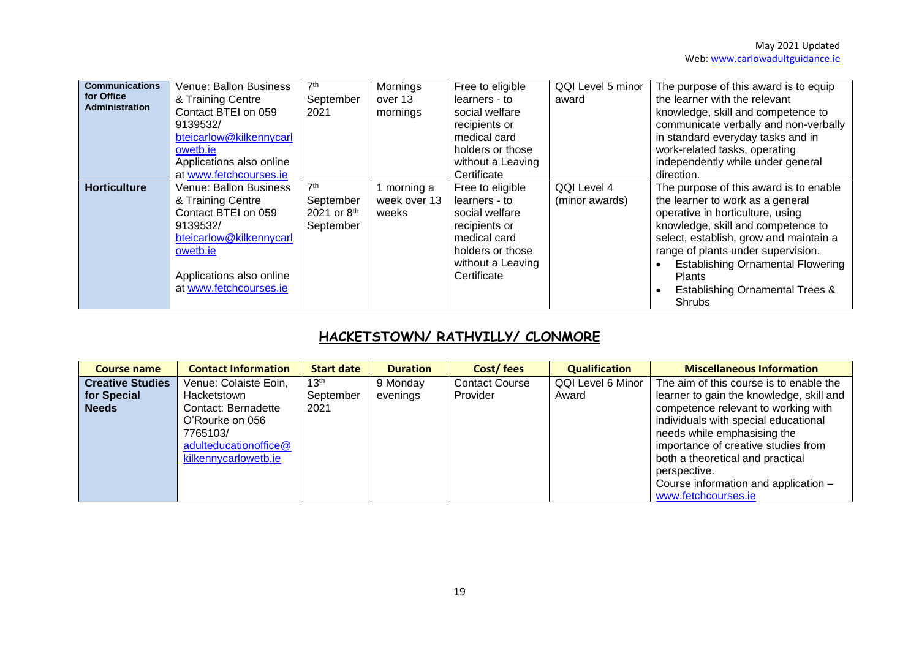| | | | | | | |
|---|---|---|---|---|---|---|
| **Communications for Office Administration** | Venue: Ballon Business & Training Centre Contact BTEI on 059 9139532/ bteicarlow@kilkennycarlowetb.ie Applications also online at www.fetchcourses.ie | 7th September 2021 | Mornings over 13 mornings | Free to eligible learners - to social welfare recipients or medical card holders or those without a Leaving Certificate | QQI Level 5 minor award | The purpose of this award is to equip the learner with the relevant knowledge, skill and competence to communicate verbally and non-verbally in standard everyday tasks and in work-related tasks, operating independently while under general direction. |
| **Horticulture** | Venue: Ballon Business & Training Centre Contact BTEI on 059 9139532/ bteicarlow@kilkennycarlowetb.ie Applications also online at www.fetchcourses.ie | 7th September 2021 or 8th September | 1 morning a week over 13 weeks | Free to eligible learners - to social welfare recipients or medical card holders or those without a Leaving Certificate | QQI Level 4 (minor awards) | The purpose of this award is to enable the learner to work as a general operative in horticulture, using knowledge, skill and competence to select, establish, grow and maintain a range of plants under supervision. • Establishing Ornamental Flowering Plants • Establishing Ornamental Trees & Shrubs |

## HACKETSTOWN/ RATHVILLY/ CLONMORE

| Course name | Contact Information | Start date | Duration | Cost/ fees | Qualification | Miscellaneous Information |
|---|---|---|---|---|---|---|
| **Creative Studies for Special Needs** | Venue: Colaiste Eoin, Hacketstown Contact: Bernadette O'Rourke on 056 7765103/ adulteducationoffice@kilkennycarlowetb.ie | 13th September 2021 | 9 Monday evenings | Contact Course Provider | QQI Level 6 Minor Award | The aim of this course is to enable the learner to gain the knowledge, skill and competence relevant to working with individuals with special educational needs while emphasising the importance of creative studies from both a theoretical and practical perspective. Course information and application – www.fetchcourses.ie |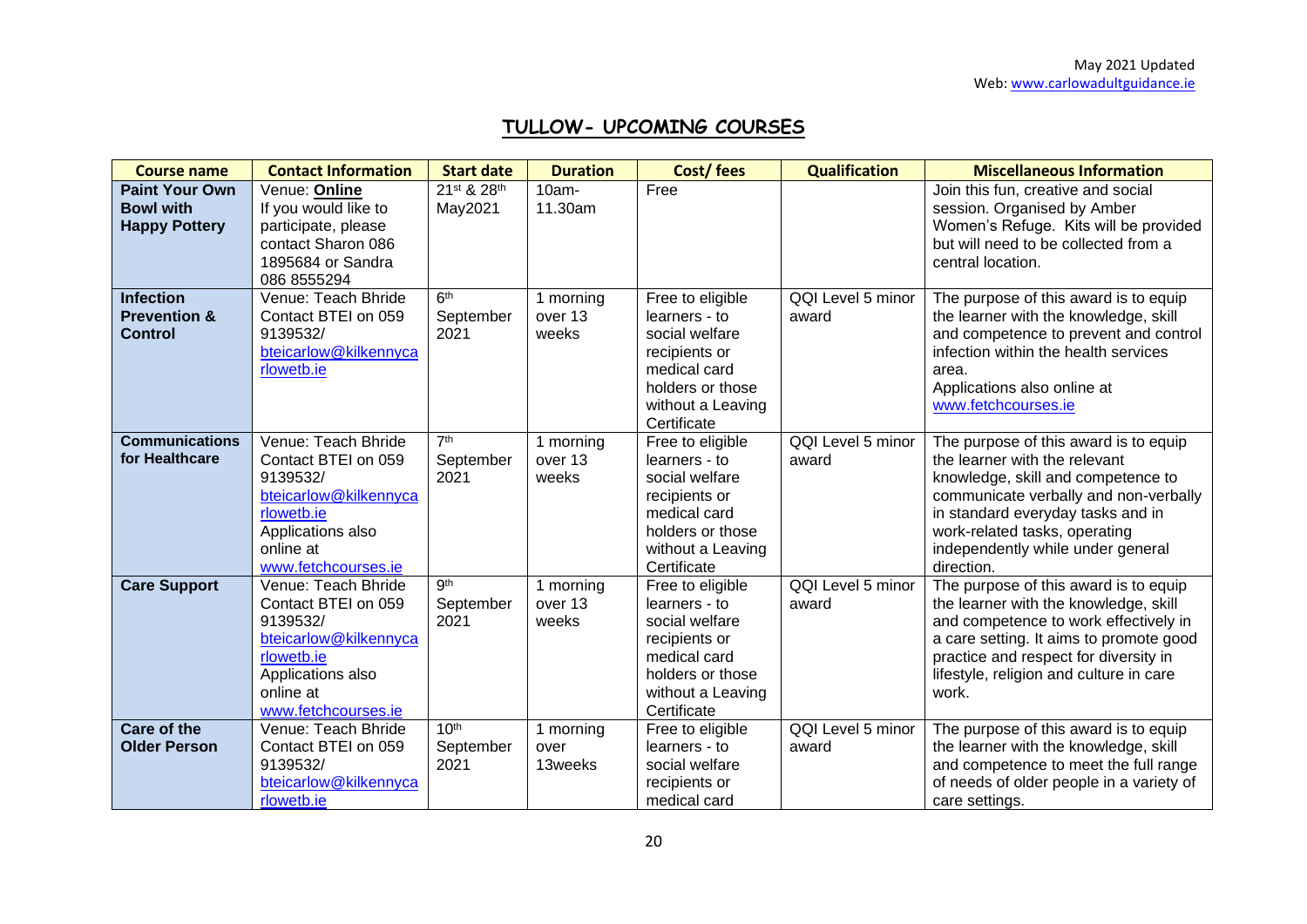# TULLOW- UPCOMING COURSES

| Course name | Contact Information | Start date | Duration | Cost/ fees | Qualification | Miscellaneous Information |
|---|---|---|---|---|---|---|
| **Paint Your Own Bowl with Happy Pottery** | Venue: **Online** If you would like to participate, please contact Sharon 086 1895684 or Sandra 086 8555294 | 21st & 28th May2021 | 10am-11.30am | Free | | Join this fun, creative and social session. Organised by Amber Women's Refuge. Kits will be provided but will need to be collected from a central location. |
| **Infection Prevention & Control** | Venue: Teach Bhride Contact BTEI on 059 9139532/ bteicarlow@kilkennycarlowetb.ie | 6th September 2021 | 1 morning over 13 weeks | Free to eligible learners - to social welfare recipients or medical card holders or those without a Leaving Certificate | QQI Level 5 minor award | The purpose of this award is to equip the learner with the knowledge, skill and competence to prevent and control infection within the health services area. Applications also online at www.fetchcourses.ie |
| **Communications for Healthcare** | Venue: Teach Bhride Contact BTEI on 059 9139532/ bteicarlow@kilkennycarlowetb.ie Applications also online at www.fetchcourses.ie | 7th September 2021 | 1 morning over 13 weeks | Free to eligible learners - to social welfare recipients or medical card holders or those without a Leaving Certificate | QQI Level 5 minor award | The purpose of this award is to equip the learner with the relevant knowledge, skill and competence to communicate verbally and non-verbally in standard everyday tasks and in work-related tasks, operating independently while under general direction. |
| **Care Support** | Venue: Teach Bhride Contact BTEI on 059 9139532/ bteicarlow@kilkennycarlowetb.ie Applications also online at www.fetchcourses.ie | 9th September 2021 | 1 morning over 13 weeks | Free to eligible learners - to social welfare recipients or medical card holders or those without a Leaving Certificate | QQI Level 5 minor award | The purpose of this award is to equip the learner with the knowledge, skill and competence to work effectively in a care setting. It aims to promote good practice and respect for diversity in lifestyle, religion and culture in care work. |
| **Care of the Older Person** | Venue: Teach Bhride Contact BTEI on 059 9139532/ bteicarlow@kilkennycarlowetb.ie | 10th September 2021 | 1 morning over 13weeks | Free to eligible learners - to social welfare recipients or medical card | QQI Level 5 minor award | The purpose of this award is to equip the learner with the knowledge, skill and competence to meet the full range of needs of older people in a variety of care settings. |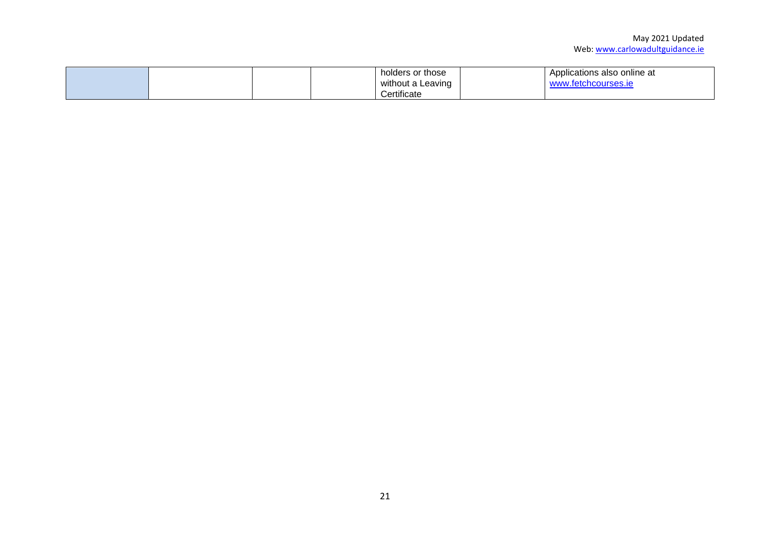|  |  |  |  | holders or those without a Leaving Certificate |  | Applications also online at www.fetchcourses.ie |
|---|---|---|---|---|---|---|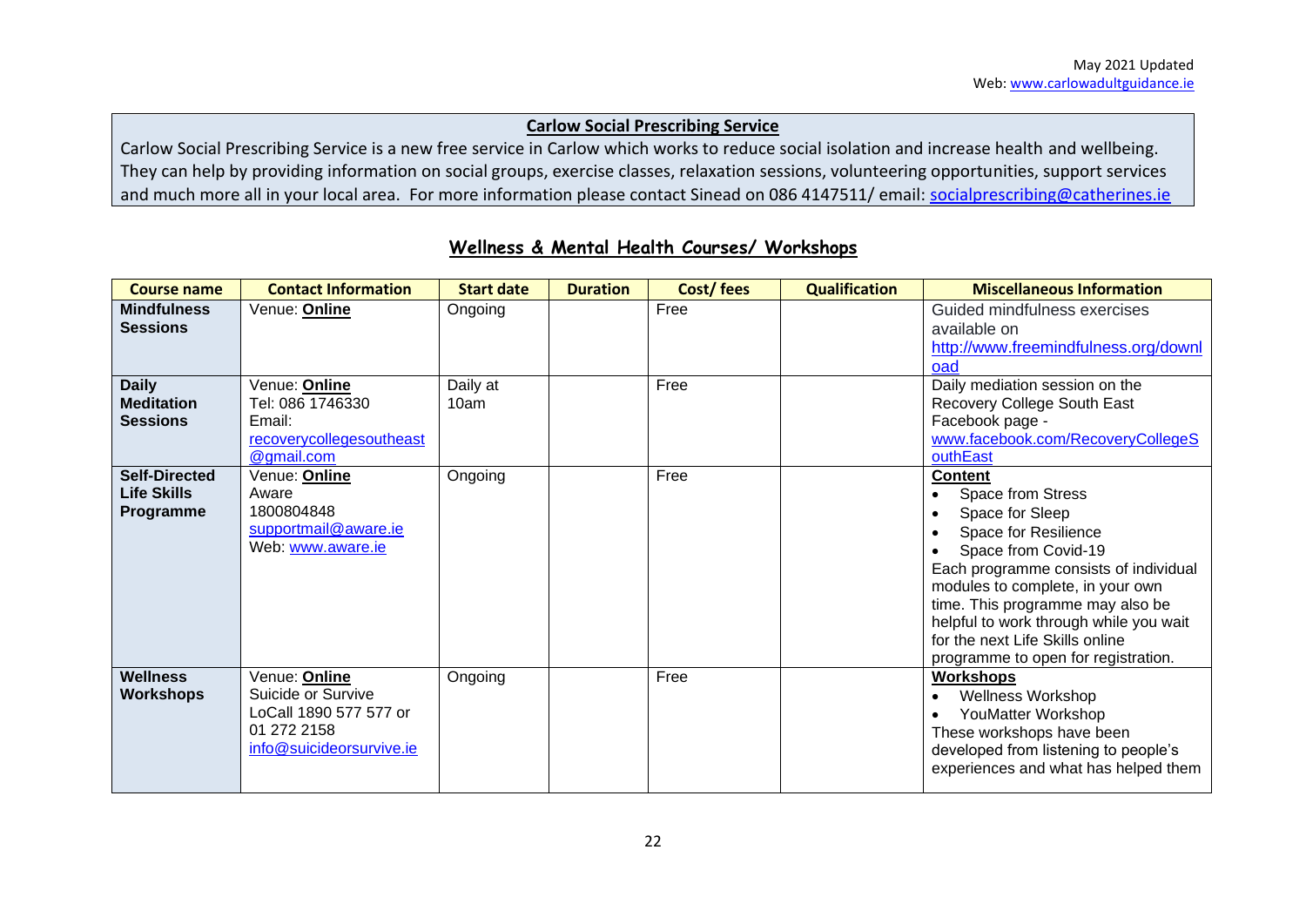May 2021 Updated
Web: www.carlowadultguidance.ie

**Carlow Social Prescribing Service**

Carlow Social Prescribing Service is a new free service in Carlow which works to reduce social isolation and increase health and wellbeing. They can help by providing information on social groups, exercise classes, relaxation sessions, volunteering opportunities, support services and much more all in your local area. For more information please contact Sinead on 086 4147511/ email: socialprescribing@catherines.ie

## Wellness & Mental Health Courses/ Workshops

| Course name | Contact Information | Start date | Duration | Cost/ fees | Qualification | Miscellaneous Information |
|---|---|---|---|---|---|---|
| **Mindfulness Sessions** | Venue: **Online** | Ongoing | | Free | | Guided mindfulness exercises available on http://www.freemindfulness.org/download |
| **Daily Meditation Sessions** | Venue: **Online**<br>Tel: 086 1746330<br>Email: recoverycollegesoutheast@gmail.com | Daily at 10am | | Free | | Daily mediation session on the Recovery College South East Facebook page - www.facebook.com/RecoveryCollegeSouthEast |
| **Self-Directed Life Skills Programme** | Venue: **Online**<br>Aware<br>1800804848<br>supportmail@aware.ie<br>Web: www.aware.ie | Ongoing | | Free | | **Content**<br>• Space from Stress<br>• Space for Sleep<br>• Space for Resilience<br>• Space from Covid-19<br>Each programme consists of individual modules to complete, in your own time. This programme may also be helpful to work through while you wait for the next Life Skills online programme to open for registration. |
| **Wellness Workshops** | Venue: **Online**<br>Suicide or Survive<br>LoCall 1890 577 577 or 01 272 2158<br>info@suicideorsurvive.ie | Ongoing | | Free | | **Workshops**<br>• Wellness Workshop<br>• YouMatter Workshop<br>These workshops have been developed from listening to people's experiences and what has helped them |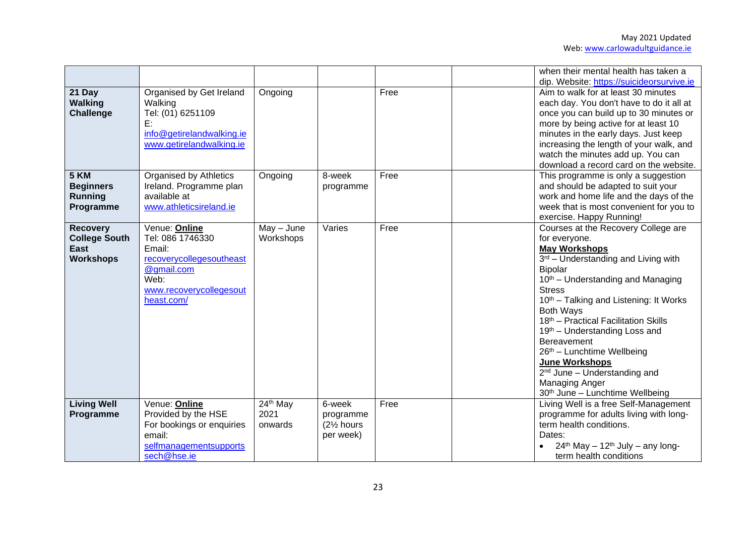| | | | | | | |
|---|---|---|---|---|---|---|
| | | | | | | when their mental health has taken a dip. Website: https://suicideorsurvive.ie |
| **21 Day Walking Challenge** | Organised by Get Ireland Walking<br>Tel: (01) 6251109<br>E: info@getirelandwalking.ie<br>www.getirelandwalking.ie | Ongoing | | Free | | Aim to walk for at least 30 minutes each day. You don't have to do it all at once you can build up to 30 minutes or more by being active for at least 10 minutes in the early days. Just keep increasing the length of your walk, and watch the minutes add up. You can download a record card on the website. |
| **5 KM Beginners Running Programme** | Organised by Athletics Ireland. Programme plan available at www.athleticsireland.ie | Ongoing | 8-week programme | Free | | This programme is only a suggestion and should be adapted to suit your work and home life and the days of the week that is most convenient for you to exercise. Happy Running! |
| **Recovery College South East Workshops** | Venue: **Online**<br>Tel: 086 1746330<br>Email: recoverycollegesoutheast@gmail.com<br>Web: www.recoverycollegesoutheast.com/ | May – June Workshops | Varies | Free | | Courses at the Recovery College are for everyone.<br>**May Workshops**<br>3rd – Understanding and Living with Bipolar<br>10th – Understanding and Managing Stress<br>10th – Talking and Listening: It Works Both Ways<br>18th – Practical Facilitation Skills<br>19th – Understanding Loss and Bereavement<br>26th – Lunchtime Wellbeing<br>**June Workshops**<br>2nd June – Understanding and Managing Anger<br>30th June – Lunchtime Wellbeing |
| **Living Well Programme** | Venue: **Online**<br>Provided by the HSE<br>For bookings or enquiries email: selfmanagementsupportssech@hse.ie | 24th May 2021 onwards | 6-week programme (2½ hours per week) | Free | | Living Well is a free Self-Management programme for adults living with long-term health conditions.<br>Dates:<br>• 24th May – 12th July – any long-term health conditions |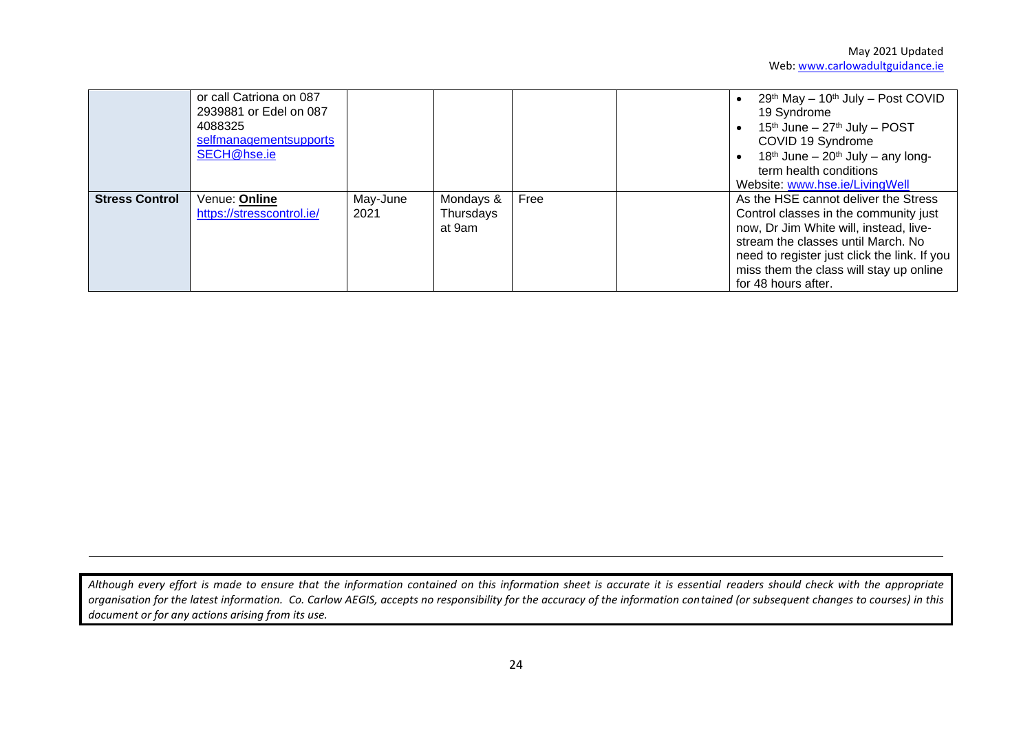| | | | | | | |
|---|---|---|---|---|---|---|
| | or call Catriona on 087 2939881 or Edel on 087 4088325 selfmanagementsupportsSECH@hse.ie | | | | | • 29th May – 10th July – Post COVID 19 Syndrome<br>• 15th June – 27th July – POST COVID 19 Syndrome<br>• 18th June – 20th July – any long-term health conditions<br>Website: www.hse.ie/LivingWell |
| **Stress Control** | Venue: **Online** https://stresscontrol.ie/ | May-June 2021 | Mondays & Thursdays at 9am | Free | | As the HSE cannot deliver the Stress Control classes in the community just now, Dr Jim White will, instead, live-stream the classes until March. No need to register just click the link. If you miss them the class will stay up online for 48 hours after. |

*Although every effort is made to ensure that the information contained on this information sheet is accurate it is essential readers should check with the appropriate organisation for the latest information. Co. Carlow AEGIS, accepts no responsibility for the accuracy of the information contained (or subsequent changes to courses) in this document or for any actions arising from its use.*